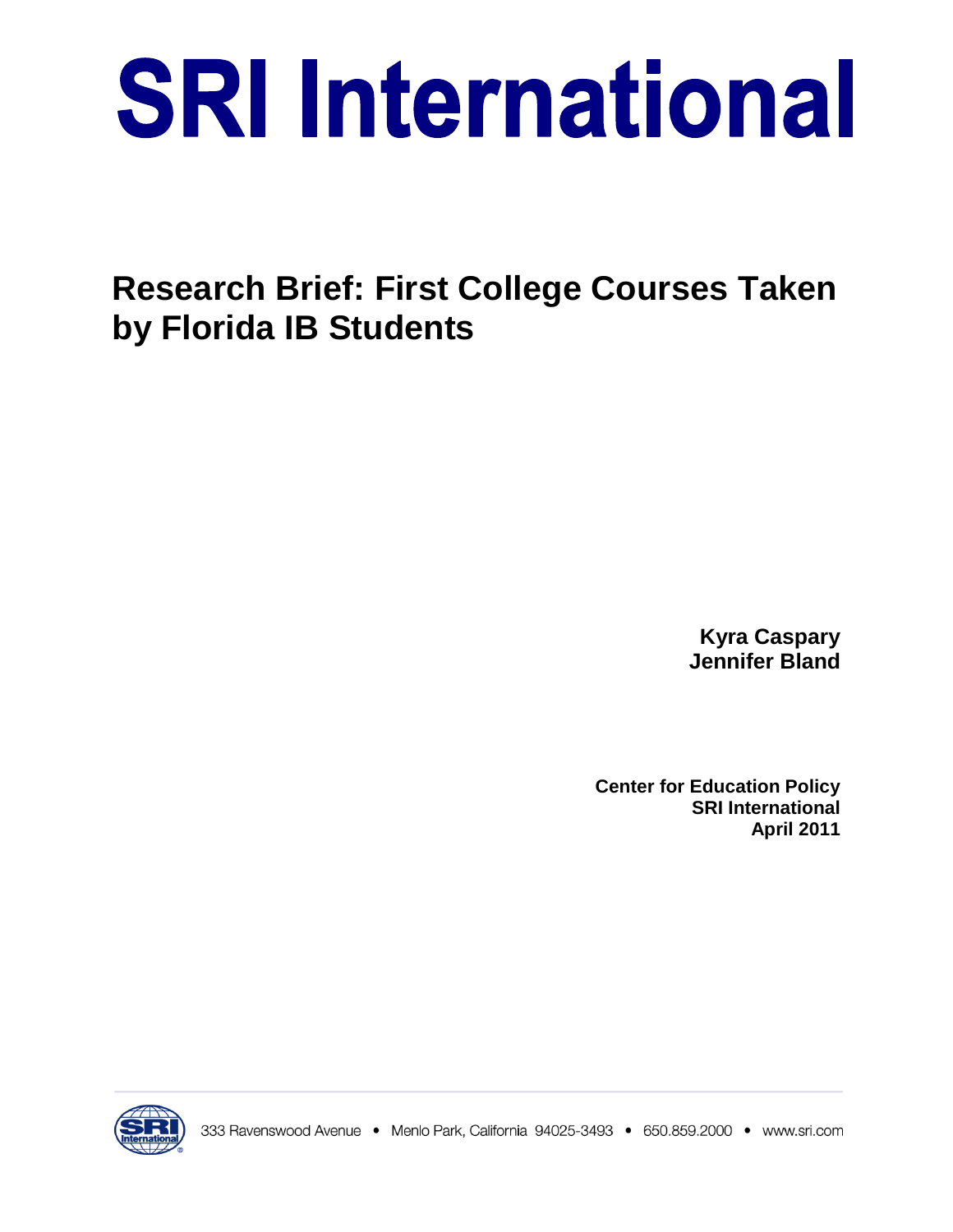# SRI International

## Research Brief: First College Courses Taken by Florida IB Students

**Kyra Caspary**
**Jennifer Bland**

**Center for Education Policy**
**SRI International**
**April 2011**

333 Ravenswood Avenue • Menlo Park, California 94025-3493 • 650.859.2000 • www.sri.com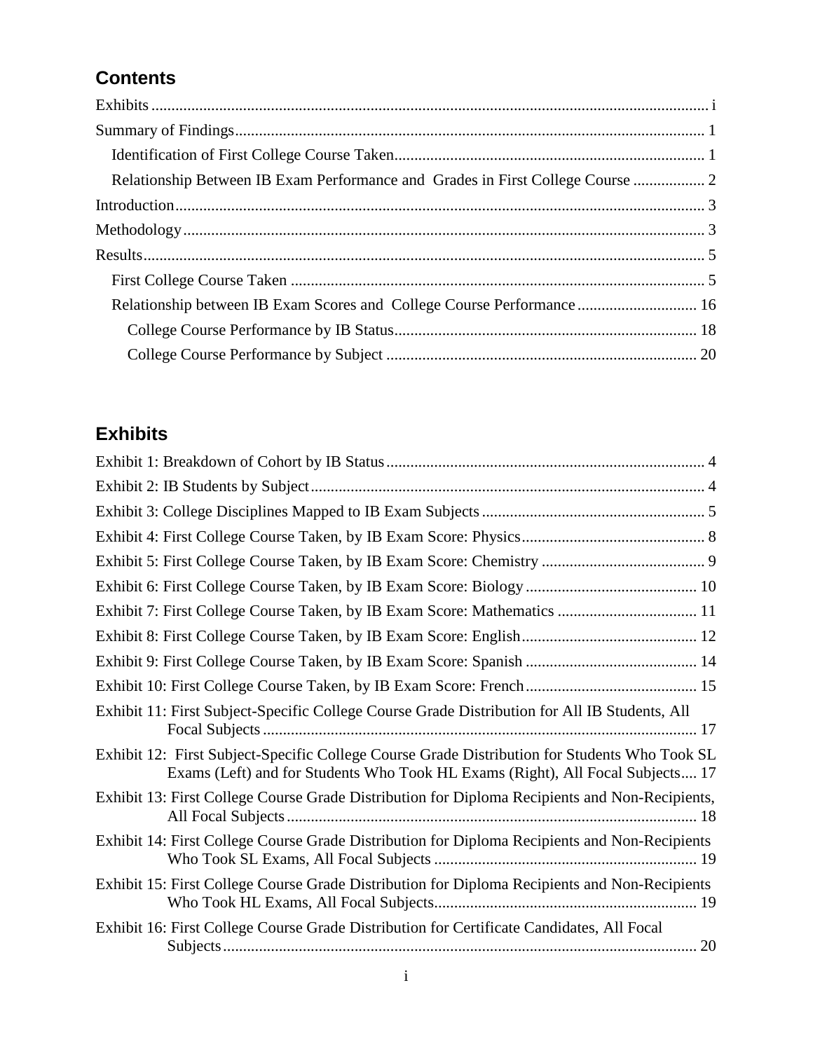## Contents

Exhibits ..... i

Summary of Findings ..... 1

- Identification of First College Course Taken ..... 1
- Relationship Between IB Exam Performance and Grades in First College Course ..... 2

Introduction ..... 3

Methodology ..... 3

Results ..... 5

- First College Course Taken ..... 5
- Relationship between IB Exam Scores and College Course Performance ..... 16
  - College Course Performance by IB Status ..... 18
  - College Course Performance by Subject ..... 20

## Exhibits

Exhibit 1: Breakdown of Cohort by IB Status ..... 4

Exhibit 2: IB Students by Subject ..... 4

Exhibit 3: College Disciplines Mapped to IB Exam Subjects ..... 5

Exhibit 4: First College Course Taken, by IB Exam Score: Physics ..... 8

Exhibit 5: First College Course Taken, by IB Exam Score: Chemistry ..... 9

Exhibit 6: First College Course Taken, by IB Exam Score: Biology ..... 10

Exhibit 7: First College Course Taken, by IB Exam Score: Mathematics ..... 11

Exhibit 8: First College Course Taken, by IB Exam Score: English ..... 12

Exhibit 9: First College Course Taken, by IB Exam Score: Spanish ..... 14

Exhibit 10: First College Course Taken, by IB Exam Score: French ..... 15

Exhibit 11: First Subject-Specific College Course Grade Distribution for All IB Students, All Focal Subjects ..... 17

Exhibit 12: First Subject-Specific College Course Grade Distribution for Students Who Took SL Exams (Left) and for Students Who Took HL Exams (Right), All Focal Subjects ..... 17

Exhibit 13: First College Course Grade Distribution for Diploma Recipients and Non-Recipients, All Focal Subjects ..... 18

Exhibit 14: First College Course Grade Distribution for Diploma Recipients and Non-Recipients Who Took SL Exams, All Focal Subjects ..... 19

Exhibit 15: First College Course Grade Distribution for Diploma Recipients and Non-Recipients Who Took HL Exams, All Focal Subjects ..... 19

Exhibit 16: First College Course Grade Distribution for Certificate Candidates, All Focal Subjects ..... 20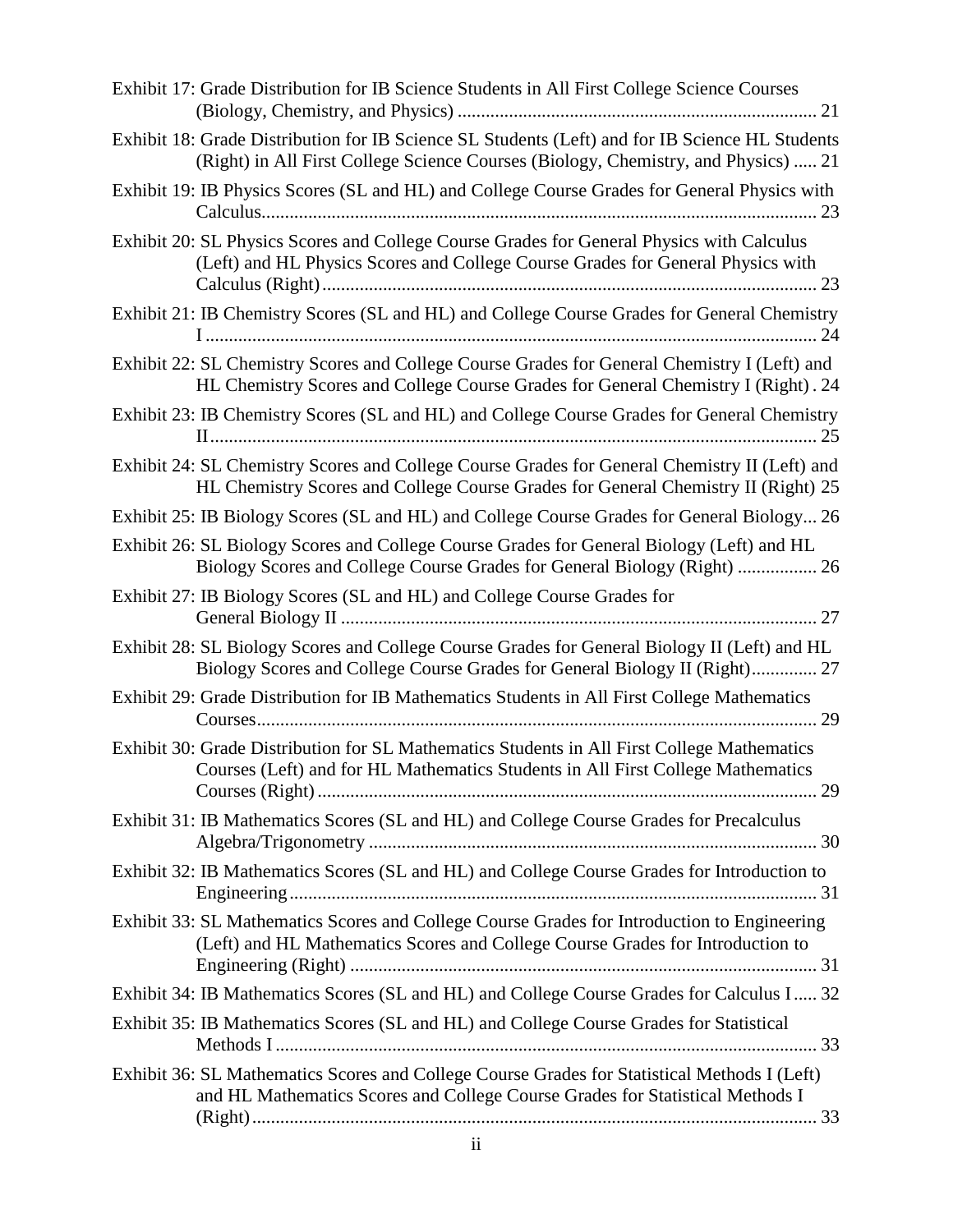Exhibit 17: Grade Distribution for IB Science Students in All First College Science Courses (Biology, Chemistry, and Physics) ............................................................................ 21

Exhibit 18: Grade Distribution for IB Science SL Students (Left) and for IB Science HL Students (Right) in All First College Science Courses (Biology, Chemistry, and Physics) ..... 21

Exhibit 19: IB Physics Scores (SL and HL) and College Course Grades for General Physics with Calculus...................................................................................................................... 23

Exhibit 20: SL Physics Scores and College Course Grades for General Physics with Calculus (Left) and HL Physics Scores and College Course Grades for General Physics with Calculus (Right)......................................................................................................... 23

Exhibit 21: IB Chemistry Scores (SL and HL) and College Course Grades for General Chemistry I ................................................................................................................................. 24

Exhibit 22: SL Chemistry Scores and College Course Grades for General Chemistry I (Left) and HL Chemistry Scores and College Course Grades for General Chemistry I (Right) . 24

Exhibit 23: IB Chemistry Scores (SL and HL) and College Course Grades for General Chemistry II................................................................................................................................ 25

Exhibit 24: SL Chemistry Scores and College Course Grades for General Chemistry II (Left) and HL Chemistry Scores and College Course Grades for General Chemistry II (Right) 25

Exhibit 25: IB Biology Scores (SL and HL) and College Course Grades for General Biology... 26

Exhibit 26: SL Biology Scores and College Course Grades for General Biology (Left) and HL Biology Scores and College Course Grades for General Biology (Right) ................. 26

Exhibit 27: IB Biology Scores (SL and HL) and College Course Grades for General Biology II ..................................................................................................... 27

Exhibit 28: SL Biology Scores and College Course Grades for General Biology II (Left) and HL Biology Scores and College Course Grades for General Biology II (Right).............. 27

Exhibit 29: Grade Distribution for IB Mathematics Students in All First College Mathematics Courses....................................................................................................................... 29

Exhibit 30: Grade Distribution for SL Mathematics Students in All First College Mathematics Courses (Left) and for HL Mathematics Students in All First College Mathematics Courses (Right) .......................................................................................................... 29

Exhibit 31: IB Mathematics Scores (SL and HL) and College Course Grades for Precalculus Algebra/Trigonometry ............................................................................................... 30

Exhibit 32: IB Mathematics Scores (SL and HL) and College Course Grades for Introduction to Engineering................................................................................................................ 31

Exhibit 33: SL Mathematics Scores and College Course Grades for Introduction to Engineering (Left) and HL Mathematics Scores and College Course Grades for Introduction to Engineering (Right) ................................................................................................... 31

Exhibit 34: IB Mathematics Scores (SL and HL) and College Course Grades for Calculus I ..... 32

Exhibit 35: IB Mathematics Scores (SL and HL) and College Course Grades for Statistical Methods I ................................................................................................................... 33

Exhibit 36: SL Mathematics Scores and College Course Grades for Statistical Methods I (Left) and HL Mathematics Scores and College Course Grades for Statistical Methods I (Right)........................................................................................................................ 33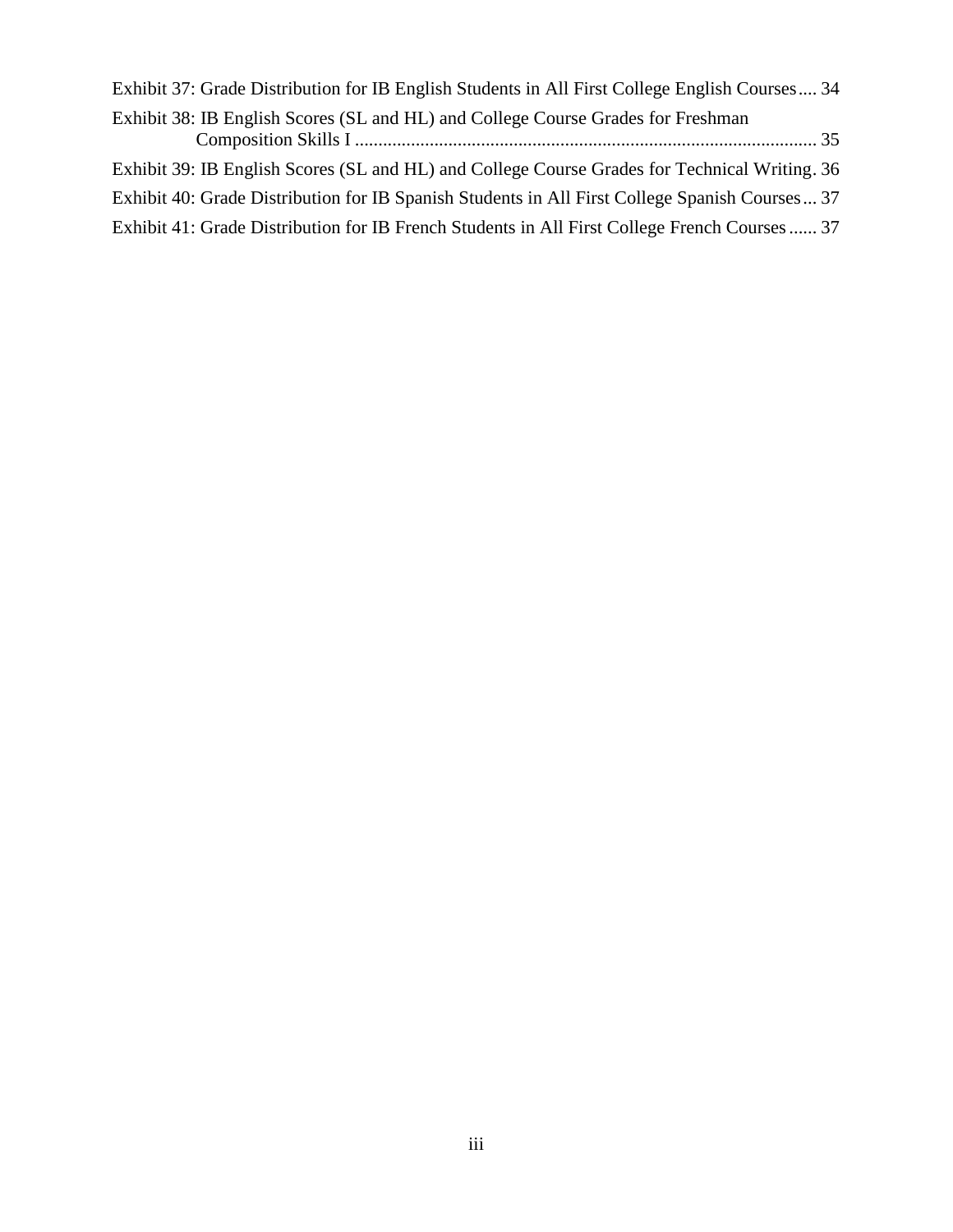Exhibit 37: Grade Distribution for IB English Students in All First College English Courses.... 34

Exhibit 38: IB English Scores (SL and HL) and College Course Grades for Freshman Composition Skills I ................................................................................................. 35

Exhibit 39: IB English Scores (SL and HL) and College Course Grades for Technical Writing. 36

Exhibit 40: Grade Distribution for IB Spanish Students in All First College Spanish Courses... 37

Exhibit 41: Grade Distribution for IB French Students in All First College French Courses...... 37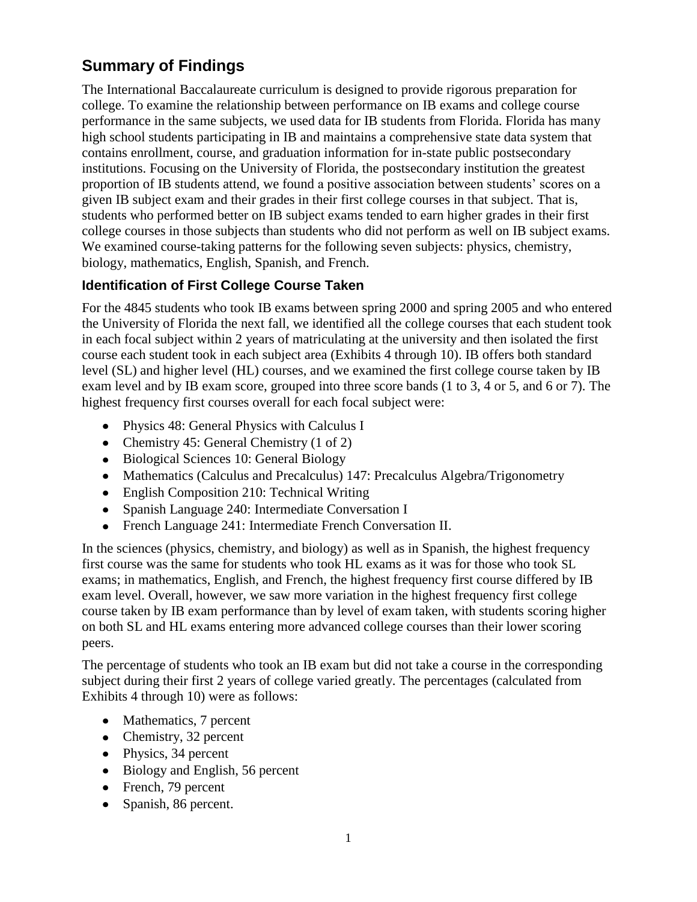## Summary of Findings

The International Baccalaureate curriculum is designed to provide rigorous preparation for college. To examine the relationship between performance on IB exams and college course performance in the same subjects, we used data for IB students from Florida. Florida has many high school students participating in IB and maintains a comprehensive state data system that contains enrollment, course, and graduation information for in-state public postsecondary institutions. Focusing on the University of Florida, the postsecondary institution the greatest proportion of IB students attend, we found a positive association between students' scores on a given IB subject exam and their grades in their first college courses in that subject. That is, students who performed better on IB subject exams tended to earn higher grades in their first college courses in those subjects than students who did not perform as well on IB subject exams. We examined course-taking patterns for the following seven subjects: physics, chemistry, biology, mathematics, English, Spanish, and French.

### Identification of First College Course Taken

For the 4845 students who took IB exams between spring 2000 and spring 2005 and who entered the University of Florida the next fall, we identified all the college courses that each student took in each focal subject within 2 years of matriculating at the university and then isolated the first course each student took in each subject area (Exhibits 4 through 10). IB offers both standard level (SL) and higher level (HL) courses, and we examined the first college course taken by IB exam level and by IB exam score, grouped into three score bands (1 to 3, 4 or 5, and 6 or 7). The highest frequency first courses overall for each focal subject were:

- Physics 48: General Physics with Calculus I
- Chemistry 45: General Chemistry (1 of 2)
- Biological Sciences 10: General Biology
- Mathematics (Calculus and Precalculus) 147: Precalculus Algebra/Trigonometry
- English Composition 210: Technical Writing
- Spanish Language 240: Intermediate Conversation I
- French Language 241: Intermediate French Conversation II.

In the sciences (physics, chemistry, and biology) as well as in Spanish, the highest frequency first course was the same for students who took HL exams as it was for those who took SL exams; in mathematics, English, and French, the highest frequency first course differed by IB exam level. Overall, however, we saw more variation in the highest frequency first college course taken by IB exam performance than by level of exam taken, with students scoring higher on both SL and HL exams entering more advanced college courses than their lower scoring peers.

The percentage of students who took an IB exam but did not take a course in the corresponding subject during their first 2 years of college varied greatly. The percentages (calculated from Exhibits 4 through 10) were as follows:

- Mathematics, 7 percent
- Chemistry, 32 percent
- Physics, 34 percent
- Biology and English, 56 percent
- French, 79 percent
- Spanish, 86 percent.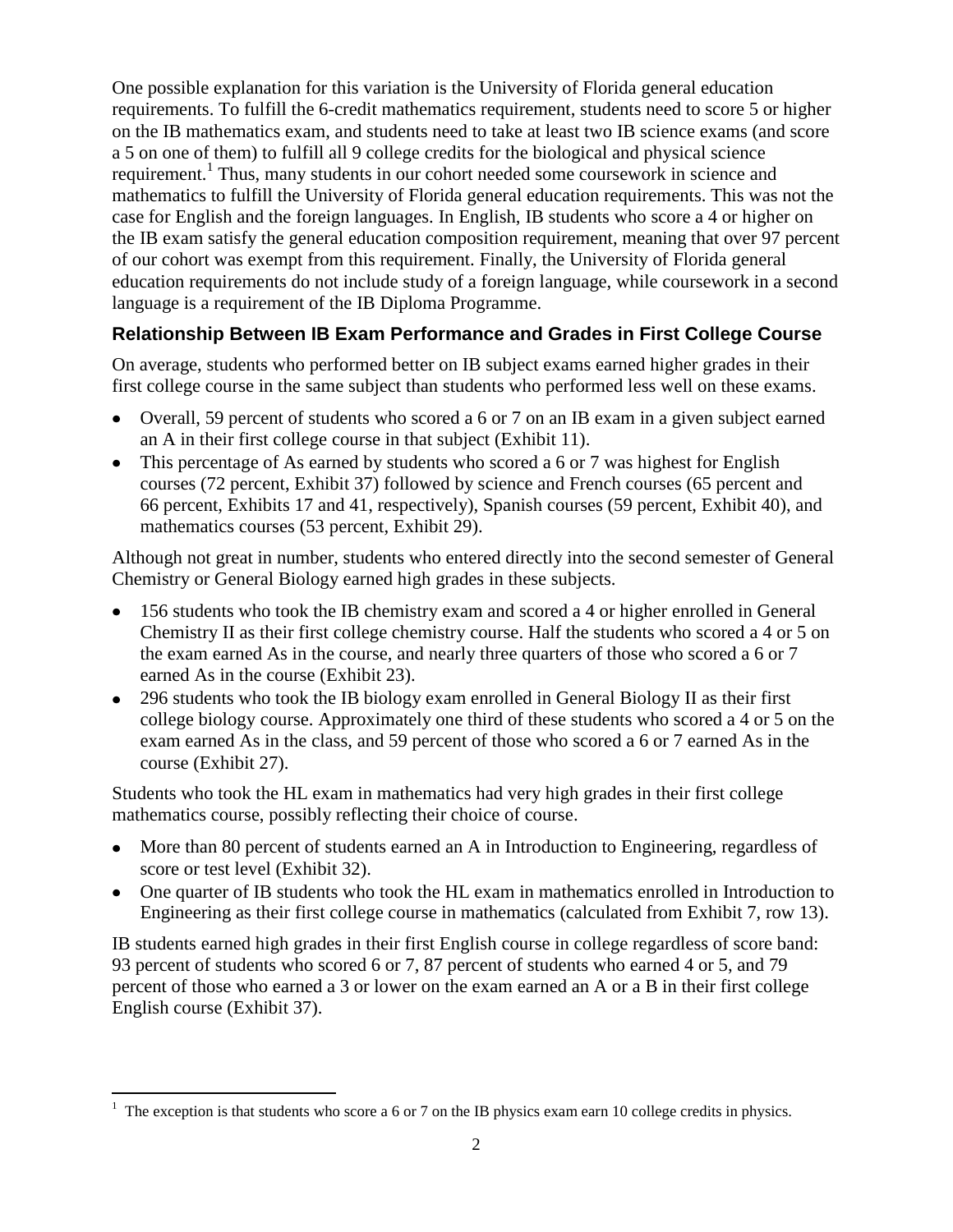One possible explanation for this variation is the University of Florida general education requirements. To fulfill the 6-credit mathematics requirement, students need to score 5 or higher on the IB mathematics exam, and students need to take at least two IB science exams (and score a 5 on one of them) to fulfill all 9 college credits for the biological and physical science requirement.[1] Thus, many students in our cohort needed some coursework in science and mathematics to fulfill the University of Florida general education requirements. This was not the case for English and the foreign languages. In English, IB students who score a 4 or higher on the IB exam satisfy the general education composition requirement, meaning that over 97 percent of our cohort was exempt from this requirement. Finally, the University of Florida general education requirements do not include study of a foreign language, while coursework in a second language is a requirement of the IB Diploma Programme.

### Relationship Between IB Exam Performance and Grades in First College Course

On average, students who performed better on IB subject exams earned higher grades in their first college course in the same subject than students who performed less well on these exams.

- Overall, 59 percent of students who scored a 6 or 7 on an IB exam in a given subject earned an A in their first college course in that subject (Exhibit 11).
- This percentage of As earned by students who scored a 6 or 7 was highest for English courses (72 percent, Exhibit 37) followed by science and French courses (65 percent and 66 percent, Exhibits 17 and 41, respectively), Spanish courses (59 percent, Exhibit 40), and mathematics courses (53 percent, Exhibit 29).

Although not great in number, students who entered directly into the second semester of General Chemistry or General Biology earned high grades in these subjects.

- 156 students who took the IB chemistry exam and scored a 4 or higher enrolled in General Chemistry II as their first college chemistry course. Half the students who scored a 4 or 5 on the exam earned As in the course, and nearly three quarters of those who scored a 6 or 7 earned As in the course (Exhibit 23).
- 296 students who took the IB biology exam enrolled in General Biology II as their first college biology course. Approximately one third of these students who scored a 4 or 5 on the exam earned As in the class, and 59 percent of those who scored a 6 or 7 earned As in the course (Exhibit 27).

Students who took the HL exam in mathematics had very high grades in their first college mathematics course, possibly reflecting their choice of course.

- More than 80 percent of students earned an A in Introduction to Engineering, regardless of score or test level (Exhibit 32).
- One quarter of IB students who took the HL exam in mathematics enrolled in Introduction to Engineering as their first college course in mathematics (calculated from Exhibit 7, row 13).

IB students earned high grades in their first English course in college regardless of score band: 93 percent of students who scored 6 or 7, 87 percent of students who earned 4 or 5, and 79 percent of those who earned a 3 or lower on the exam earned an A or a B in their first college English course (Exhibit 37).

[1] The exception is that students who score a 6 or 7 on the IB physics exam earn 10 college credits in physics.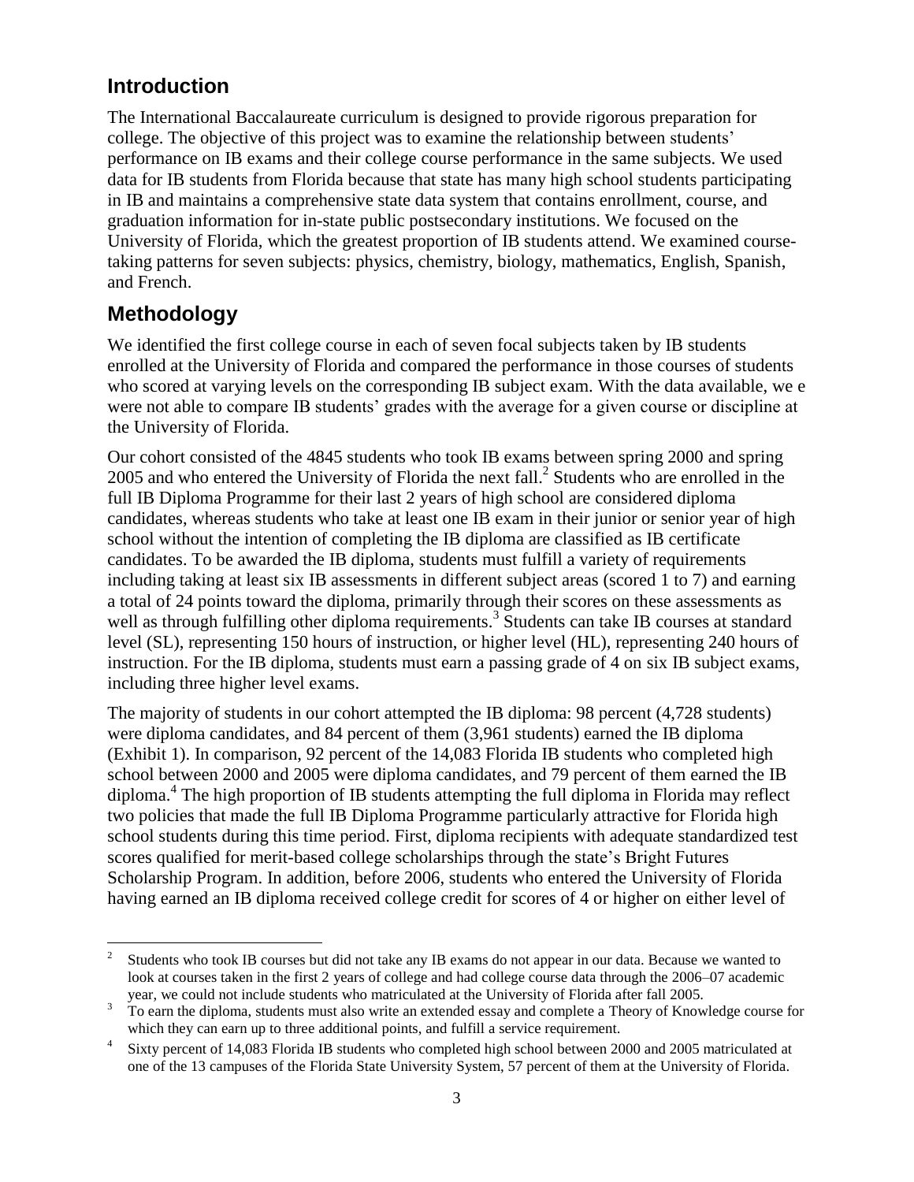## Introduction

The International Baccalaureate curriculum is designed to provide rigorous preparation for college. The objective of this project was to examine the relationship between students' performance on IB exams and their college course performance in the same subjects. We used data for IB students from Florida because that state has many high school students participating in IB and maintains a comprehensive state data system that contains enrollment, course, and graduation information for in-state public postsecondary institutions. We focused on the University of Florida, which the greatest proportion of IB students attend. We examined course-taking patterns for seven subjects: physics, chemistry, biology, mathematics, English, Spanish, and French.

## Methodology

We identified the first college course in each of seven focal subjects taken by IB students enrolled at the University of Florida and compared the performance in those courses of students who scored at varying levels on the corresponding IB subject exam. With the data available, we e were not able to compare IB students' grades with the average for a given course or discipline at the University of Florida.

Our cohort consisted of the 4845 students who took IB exams between spring 2000 and spring 2005 and who entered the University of Florida the next fall.[2] Students who are enrolled in the full IB Diploma Programme for their last 2 years of high school are considered diploma candidates, whereas students who take at least one IB exam in their junior or senior year of high school without the intention of completing the IB diploma are classified as IB certificate candidates. To be awarded the IB diploma, students must fulfill a variety of requirements including taking at least six IB assessments in different subject areas (scored 1 to 7) and earning a total of 24 points toward the diploma, primarily through their scores on these assessments as well as through fulfilling other diploma requirements.[3] Students can take IB courses at standard level (SL), representing 150 hours of instruction, or higher level (HL), representing 240 hours of instruction. For the IB diploma, students must earn a passing grade of 4 on six IB subject exams, including three higher level exams.

The majority of students in our cohort attempted the IB diploma: 98 percent (4,728 students) were diploma candidates, and 84 percent of them (3,961 students) earned the IB diploma (Exhibit 1). In comparison, 92 percent of the 14,083 Florida IB students who completed high school between 2000 and 2005 were diploma candidates, and 79 percent of them earned the IB diploma.[4] The high proportion of IB students attempting the full diploma in Florida may reflect two policies that made the full IB Diploma Programme particularly attractive for Florida high school students during this time period. First, diploma recipients with adequate standardized test scores qualified for merit-based college scholarships through the state's Bright Futures Scholarship Program. In addition, before 2006, students who entered the University of Florida having earned an IB diploma received college credit for scores of 4 or higher on either level of

[2] Students who took IB courses but did not take any IB exams do not appear in our data. Because we wanted to look at courses taken in the first 2 years of college and had college course data through the 2006–07 academic year, we could not include students who matriculated at the University of Florida after fall 2005.

[3] To earn the diploma, students must also write an extended essay and complete a Theory of Knowledge course for which they can earn up to three additional points, and fulfill a service requirement.

[4] Sixty percent of 14,083 Florida IB students who completed high school between 2000 and 2005 matriculated at one of the 13 campuses of the Florida State University System, 57 percent of them at the University of Florida.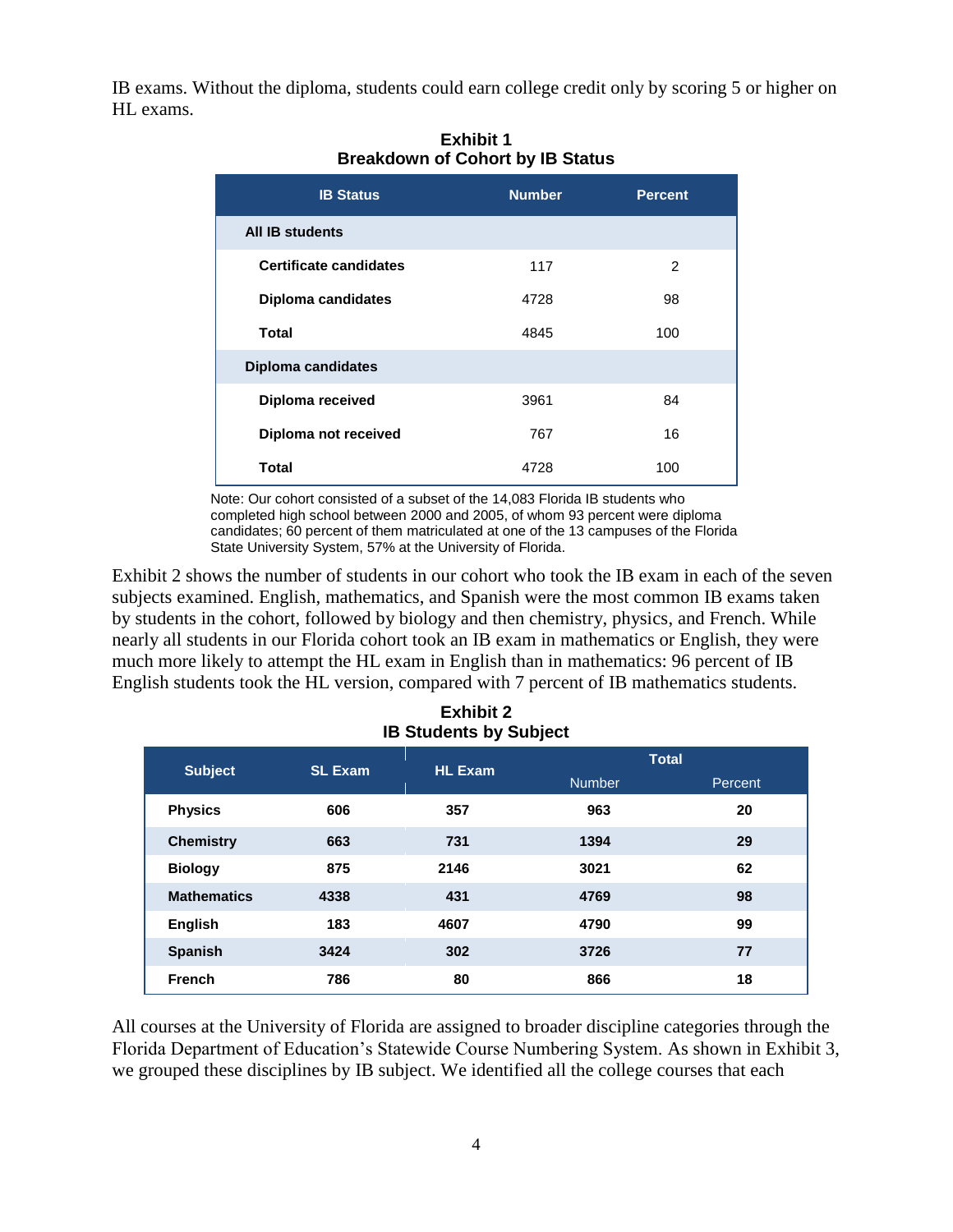IB exams. Without the diploma, students could earn college credit only by scoring 5 or higher on HL exams.

**Exhibit 1**
**Breakdown of Cohort by IB Status**

| IB Status | Number | Percent |
|---|---|---|
| **All IB students** | | |
| **Certificate candidates** | 117 | 2 |
| **Diploma candidates** | 4728 | 98 |
| **Total** | 4845 | 100 |
| **Diploma candidates** | | |
| **Diploma received** | 3961 | 84 |
| **Diploma not received** | 767 | 16 |
| **Total** | 4728 | 100 |

Note: Our cohort consisted of a subset of the 14,083 Florida IB students who completed high school between 2000 and 2005, of whom 93 percent were diploma candidates; 60 percent of them matriculated at one of the 13 campuses of the Florida State University System, 57% at the University of Florida.

Exhibit 2 shows the number of students in our cohort who took the IB exam in each of the seven subjects examined. English, mathematics, and Spanish were the most common IB exams taken by students in the cohort, followed by biology and then chemistry, physics, and French. While nearly all students in our Florida cohort took an IB exam in mathematics or English, they were much more likely to attempt the HL exam in English than in mathematics: 96 percent of IB English students took the HL version, compared with 7 percent of IB mathematics students.

**Exhibit 2**
**IB Students by Subject**

| Subject | SL Exam | HL Exam | Total | |
|---|---|---|---|---|
| | | | Number | Percent |
| **Physics** | **606** | **357** | **963** | **20** |
| **Chemistry** | **663** | **731** | **1394** | **29** |
| **Biology** | **875** | **2146** | **3021** | **62** |
| **Mathematics** | **4338** | **431** | **4769** | **98** |
| **English** | **183** | **4607** | **4790** | **99** |
| **Spanish** | **3424** | **302** | **3726** | **77** |
| **French** | **786** | **80** | **866** | **18** |

All courses at the University of Florida are assigned to broader discipline categories through the Florida Department of Education's Statewide Course Numbering System. As shown in Exhibit 3, we grouped these disciplines by IB subject. We identified all the college courses that each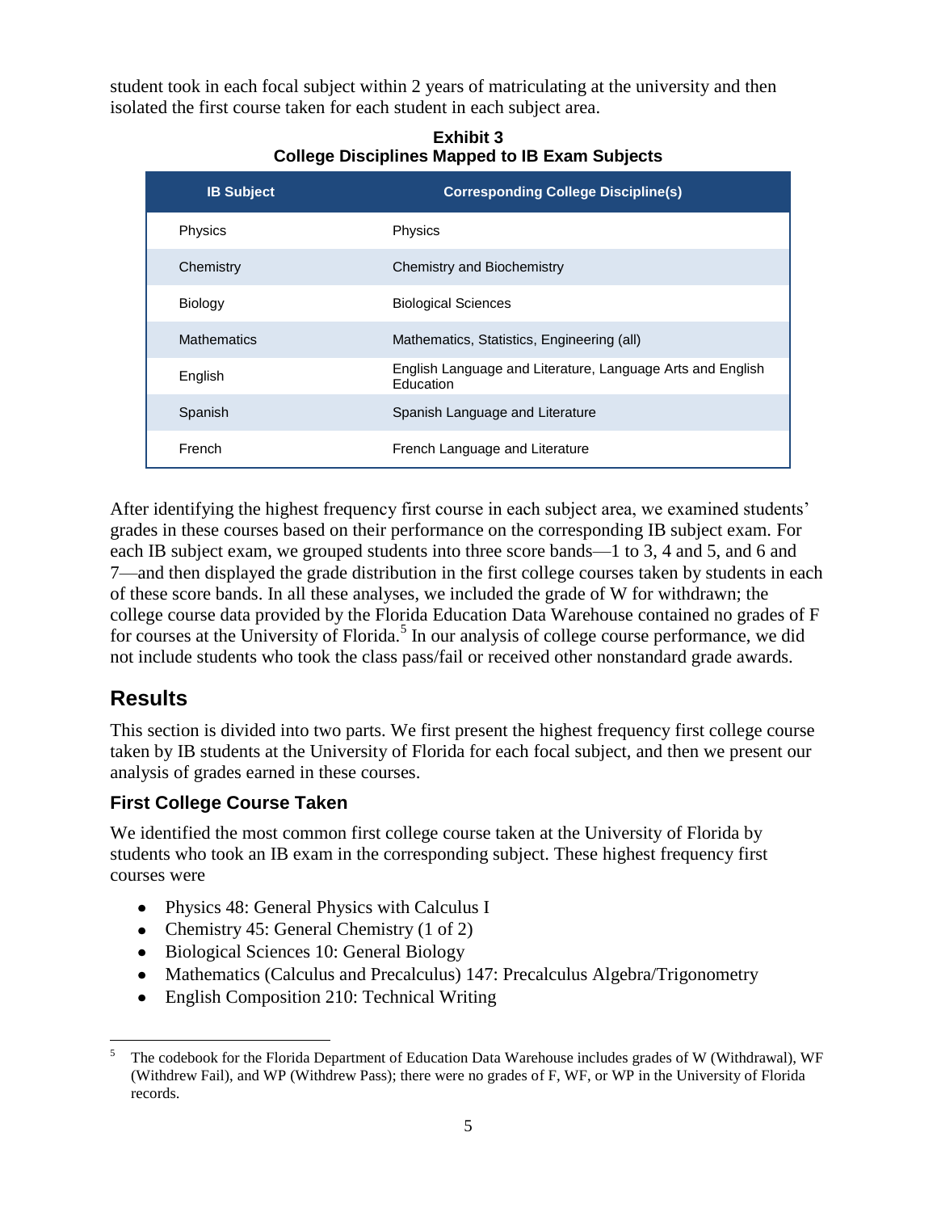student took in each focal subject within 2 years of matriculating at the university and then isolated the first course taken for each student in each subject area.

**Exhibit 3**
**College Disciplines Mapped to IB Exam Subjects**

| IB Subject | Corresponding College Discipline(s) |
|---|---|
| Physics | Physics |
| Chemistry | Chemistry and Biochemistry |
| Biology | Biological Sciences |
| Mathematics | Mathematics, Statistics, Engineering (all) |
| English | English Language and Literature, Language Arts and English Education |
| Spanish | Spanish Language and Literature |
| French | French Language and Literature |

After identifying the highest frequency first course in each subject area, we examined students' grades in these courses based on their performance on the corresponding IB subject exam. For each IB subject exam, we grouped students into three score bands—1 to 3, 4 and 5, and 6 and 7—and then displayed the grade distribution in the first college courses taken by students in each of these score bands. In all these analyses, we included the grade of W for withdrawn; the college course data provided by the Florida Education Data Warehouse contained no grades of F for courses at the University of Florida.[5] In our analysis of college course performance, we did not include students who took the class pass/fail or received other nonstandard grade awards.

## Results

This section is divided into two parts. We first present the highest frequency first college course taken by IB students at the University of Florida for each focal subject, and then we present our analysis of grades earned in these courses.

### First College Course Taken

We identified the most common first college course taken at the University of Florida by students who took an IB exam in the corresponding subject. These highest frequency first courses were

- Physics 48: General Physics with Calculus I
- Chemistry 45: General Chemistry (1 of 2)
- Biological Sciences 10: General Biology
- Mathematics (Calculus and Precalculus) 147: Precalculus Algebra/Trigonometry
- English Composition 210: Technical Writing

---

[5] The codebook for the Florida Department of Education Data Warehouse includes grades of W (Withdrawal), WF (Withdrew Fail), and WP (Withdrew Pass); there were no grades of F, WF, or WP in the University of Florida records.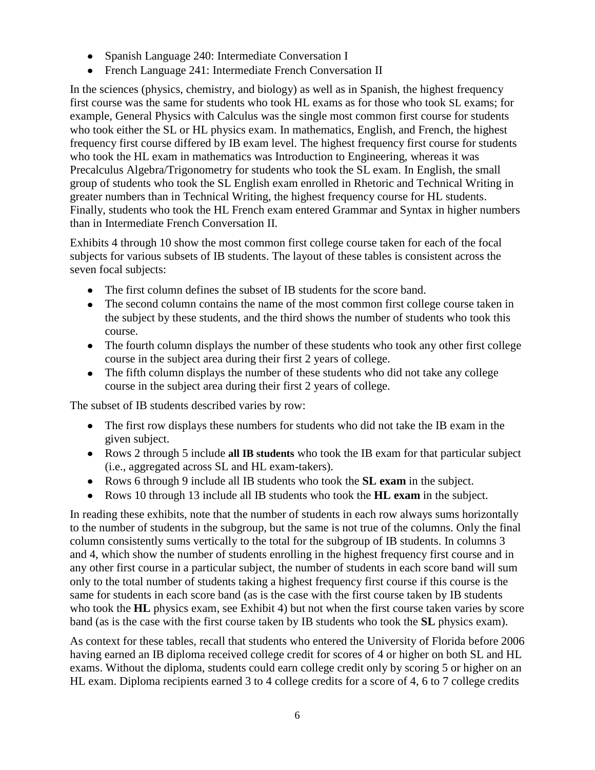- Spanish Language 240: Intermediate Conversation I
- French Language 241: Intermediate French Conversation II

In the sciences (physics, chemistry, and biology) as well as in Spanish, the highest frequency first course was the same for students who took HL exams as for those who took SL exams; for example, General Physics with Calculus was the single most common first course for students who took either the SL or HL physics exam. In mathematics, English, and French, the highest frequency first course differed by IB exam level. The highest frequency first course for students who took the HL exam in mathematics was Introduction to Engineering, whereas it was Precalculus Algebra/Trigonometry for students who took the SL exam. In English, the small group of students who took the SL English exam enrolled in Rhetoric and Technical Writing in greater numbers than in Technical Writing, the highest frequency course for HL students. Finally, students who took the HL French exam entered Grammar and Syntax in higher numbers than in Intermediate French Conversation II.

Exhibits 4 through 10 show the most common first college course taken for each of the focal subjects for various subsets of IB students. The layout of these tables is consistent across the seven focal subjects:

- The first column defines the subset of IB students for the score band.
- The second column contains the name of the most common first college course taken in the subject by these students, and the third shows the number of students who took this course.
- The fourth column displays the number of these students who took any other first college course in the subject area during their first 2 years of college.
- The fifth column displays the number of these students who did not take any college course in the subject area during their first 2 years of college.

The subset of IB students described varies by row:

- The first row displays these numbers for students who did not take the IB exam in the given subject.
- Rows 2 through 5 include **all IB students** who took the IB exam for that particular subject (i.e., aggregated across SL and HL exam-takers).
- Rows 6 through 9 include all IB students who took the **SL exam** in the subject.
- Rows 10 through 13 include all IB students who took the **HL exam** in the subject.

In reading these exhibits, note that the number of students in each row always sums horizontally to the number of students in the subgroup, but the same is not true of the columns. Only the final column consistently sums vertically to the total for the subgroup of IB students. In columns 3 and 4, which show the number of students enrolling in the highest frequency first course and in any other first course in a particular subject, the number of students in each score band will sum only to the total number of students taking a highest frequency first course if this course is the same for students in each score band (as is the case with the first course taken by IB students who took the **HL** physics exam, see Exhibit 4) but not when the first course taken varies by score band (as is the case with the first course taken by IB students who took the **SL** physics exam).

As context for these tables, recall that students who entered the University of Florida before 2006 having earned an IB diploma received college credit for scores of 4 or higher on both SL and HL exams. Without the diploma, students could earn college credit only by scoring 5 or higher on an HL exam. Diploma recipients earned 3 to 4 college credits for a score of 4, 6 to 7 college credits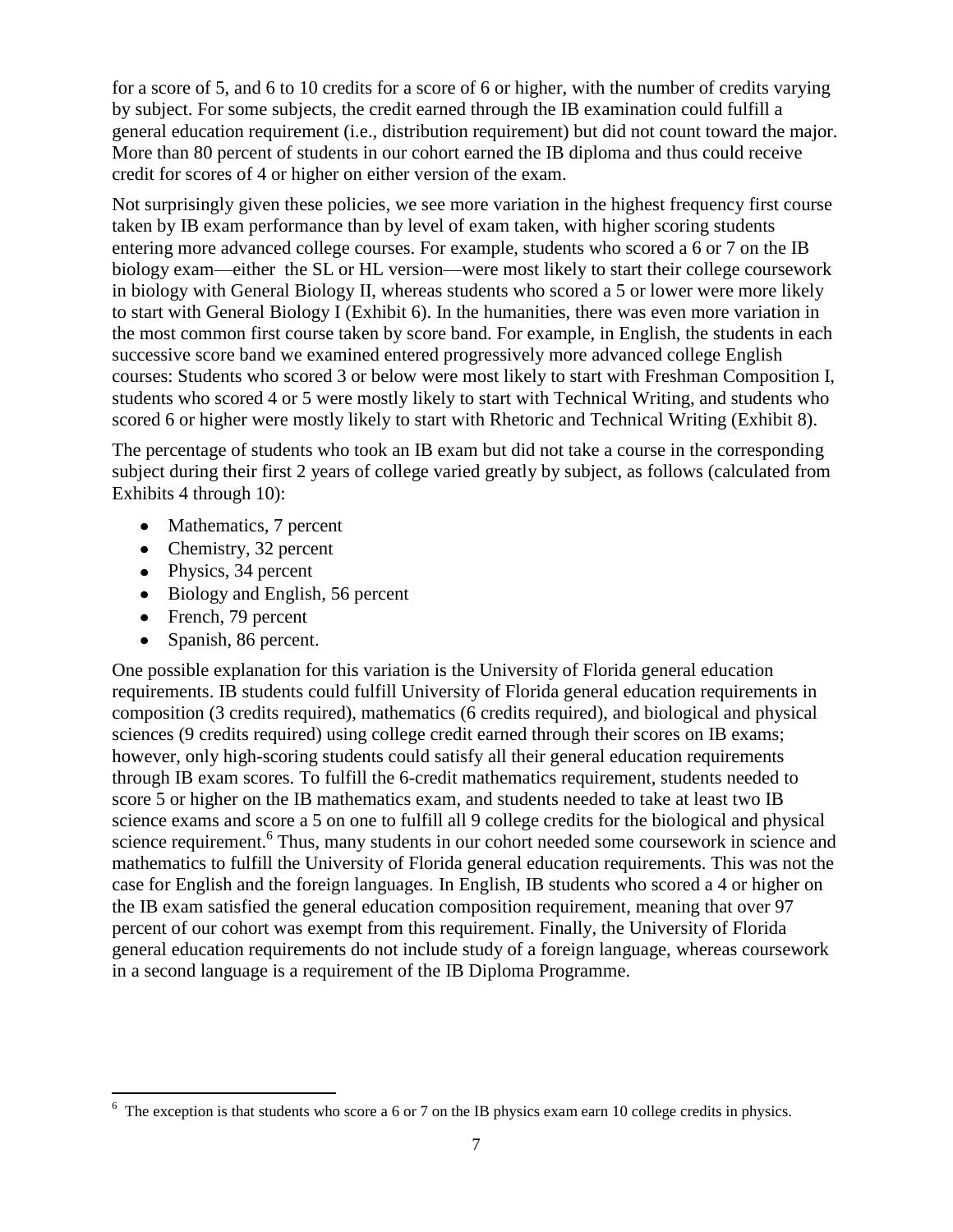for a score of 5, and 6 to 10 credits for a score of 6 or higher, with the number of credits varying by subject. For some subjects, the credit earned through the IB examination could fulfill a general education requirement (i.e., distribution requirement) but did not count toward the major. More than 80 percent of students in our cohort earned the IB diploma and thus could receive credit for scores of 4 or higher on either version of the exam.

Not surprisingly given these policies, we see more variation in the highest frequency first course taken by IB exam performance than by level of exam taken, with higher scoring students entering more advanced college courses. For example, students who scored a 6 or 7 on the IB biology exam—either the SL or HL version—were most likely to start their college coursework in biology with General Biology II, whereas students who scored a 5 or lower were more likely to start with General Biology I (Exhibit 6). In the humanities, there was even more variation in the most common first course taken by score band. For example, in English, the students in each successive score band we examined entered progressively more advanced college English courses: Students who scored 3 or below were most likely to start with Freshman Composition I, students who scored 4 or 5 were mostly likely to start with Technical Writing, and students who scored 6 or higher were mostly likely to start with Rhetoric and Technical Writing (Exhibit 8).

The percentage of students who took an IB exam but did not take a course in the corresponding subject during their first 2 years of college varied greatly by subject, as follows (calculated from Exhibits 4 through 10):

- Mathematics, 7 percent
- Chemistry, 32 percent
- Physics, 34 percent
- Biology and English, 56 percent
- French, 79 percent
- Spanish, 86 percent.

One possible explanation for this variation is the University of Florida general education requirements. IB students could fulfill University of Florida general education requirements in composition (3 credits required), mathematics (6 credits required), and biological and physical sciences (9 credits required) using college credit earned through their scores on IB exams; however, only high-scoring students could satisfy all their general education requirements through IB exam scores. To fulfill the 6-credit mathematics requirement, students needed to score 5 or higher on the IB mathematics exam, and students needed to take at least two IB science exams and score a 5 on one to fulfill all 9 college credits for the biological and physical science requirement.[6] Thus, many students in our cohort needed some coursework in science and mathematics to fulfill the University of Florida general education requirements. This was not the case for English and the foreign languages. In English, IB students who scored a 4 or higher on the IB exam satisfied the general education composition requirement, meaning that over 97 percent of our cohort was exempt from this requirement. Finally, the University of Florida general education requirements do not include study of a foreign language, whereas coursework in a second language is a requirement of the IB Diploma Programme.

[6] The exception is that students who score a 6 or 7 on the IB physics exam earn 10 college credits in physics.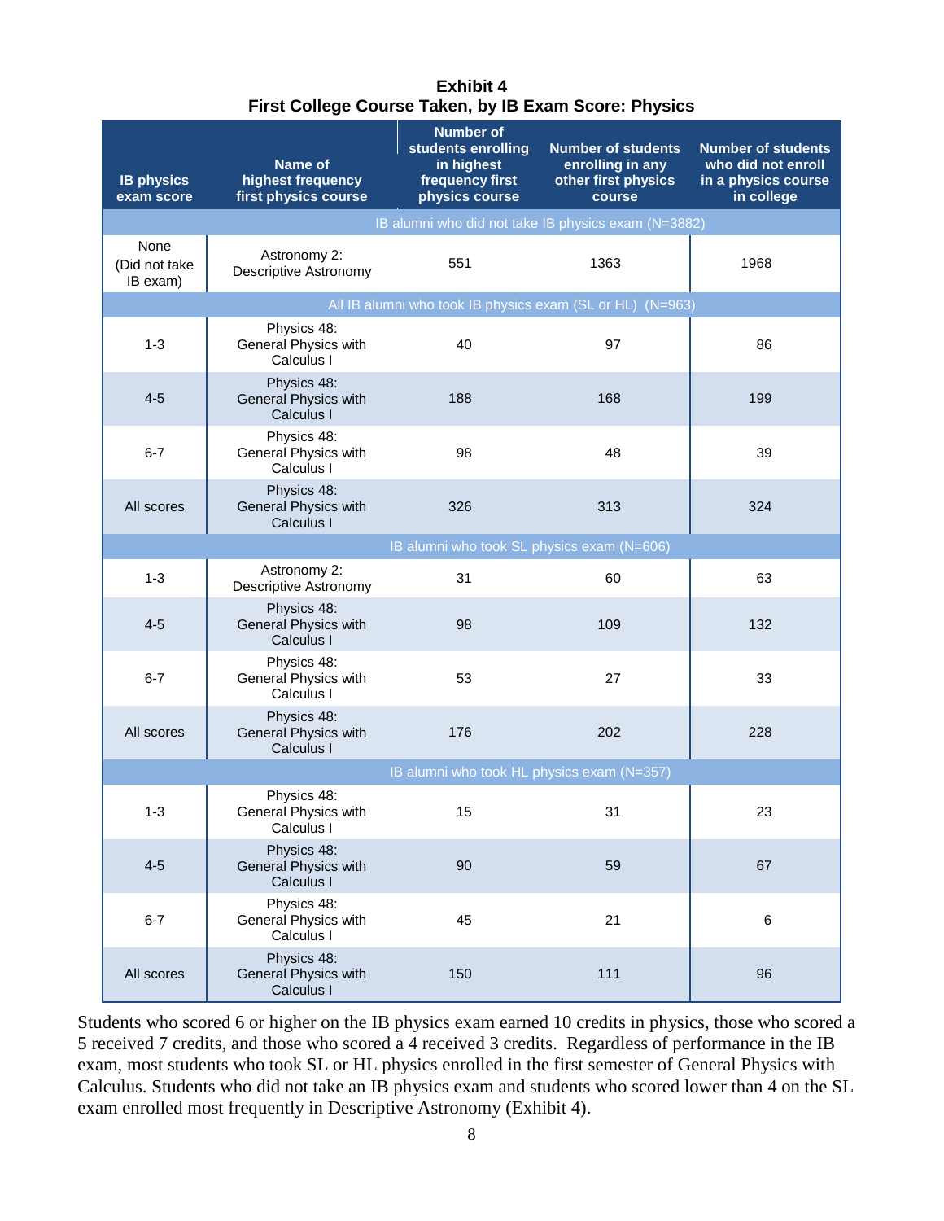**Exhibit 4**
**First College Course Taken, by IB Exam Score: Physics**

| IB physics exam score | Name of highest frequency first physics course | Number of students enrolling in highest frequency first physics course | Number of students enrolling in any other first physics course | Number of students who did not enroll in a physics course in college |
|---|---|---|---|---|
| IB alumni who did not take IB physics exam (N=3882) | | | | |
| None (Did not take IB exam) | Astronomy 2: Descriptive Astronomy | 551 | 1363 | 1968 |
| All IB alumni who took IB physics exam (SL or HL) (N=963) | | | | |
| 1-3 | Physics 48: General Physics with Calculus I | 40 | 97 | 86 |
| 4-5 | Physics 48: General Physics with Calculus I | 188 | 168 | 199 |
| 6-7 | Physics 48: General Physics with Calculus I | 98 | 48 | 39 |
| All scores | Physics 48: General Physics with Calculus I | 326 | 313 | 324 |
| IB alumni who took SL physics exam (N=606) | | | | |
| 1-3 | Astronomy 2: Descriptive Astronomy | 31 | 60 | 63 |
| 4-5 | Physics 48: General Physics with Calculus I | 98 | 109 | 132 |
| 6-7 | Physics 48: General Physics with Calculus I | 53 | 27 | 33 |
| All scores | Physics 48: General Physics with Calculus I | 176 | 202 | 228 |
| IB alumni who took HL physics exam (N=357) | | | | |
| 1-3 | Physics 48: General Physics with Calculus I | 15 | 31 | 23 |
| 4-5 | Physics 48: General Physics with Calculus I | 90 | 59 | 67 |
| 6-7 | Physics 48: General Physics with Calculus I | 45 | 21 | 6 |
| All scores | Physics 48: General Physics with Calculus I | 150 | 111 | 96 |

Students who scored 6 or higher on the IB physics exam earned 10 credits in physics, those who scored a 5 received 7 credits, and those who scored a 4 received 3 credits. Regardless of performance in the IB exam, most students who took SL or HL physics enrolled in the first semester of General Physics with Calculus. Students who did not take an IB physics exam and students who scored lower than 4 on the SL exam enrolled most frequently in Descriptive Astronomy (Exhibit 4).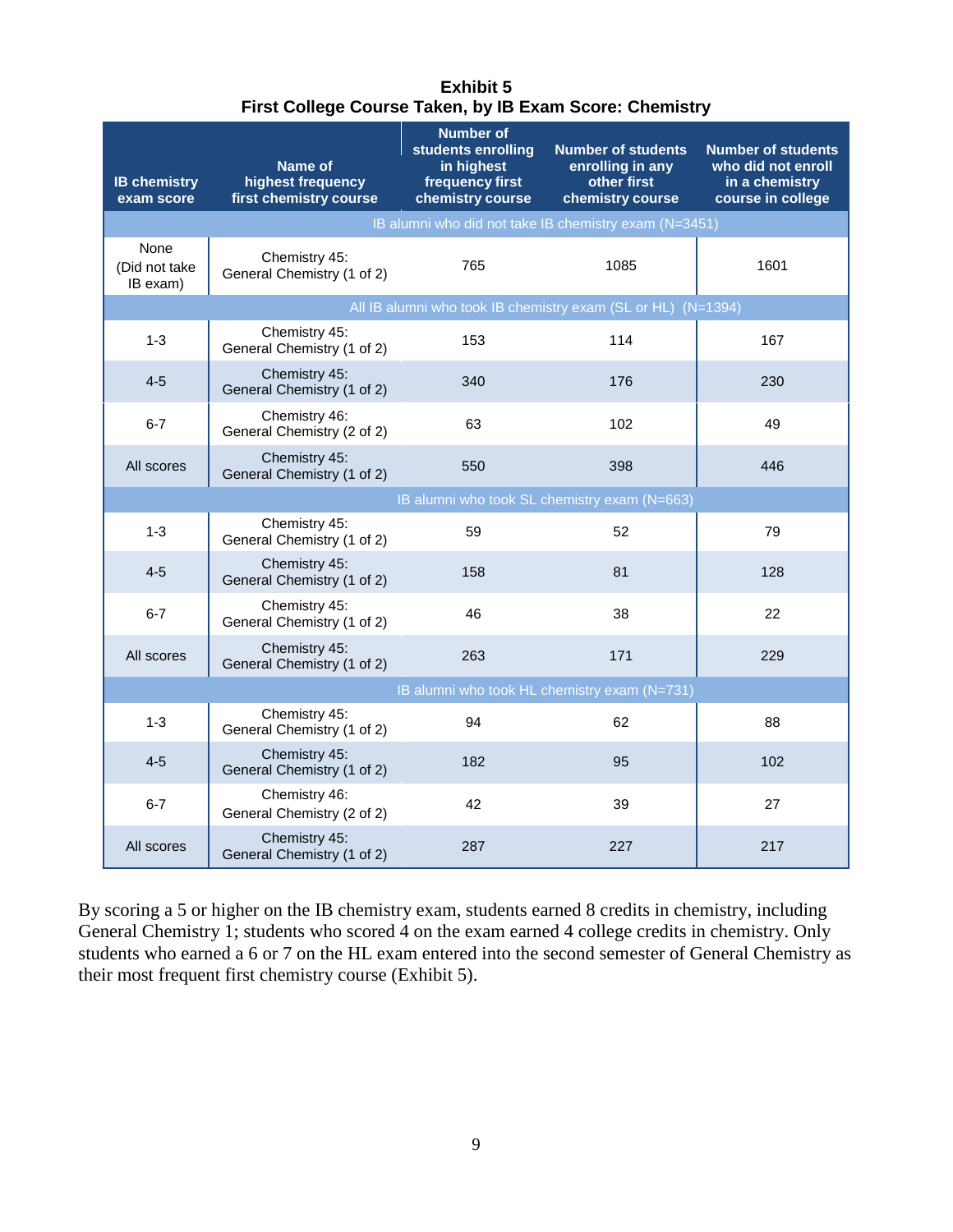**Exhibit 5**
**First College Course Taken, by IB Exam Score: Chemistry**

| IB chemistry exam score | Name of highest frequency first chemistry course | Number of students enrolling in highest frequency first chemistry course | Number of students enrolling in any other first chemistry course | Number of students who did not enroll in a chemistry course in college |
|---|---|---|---|---|
| IB alumni who did not take IB chemistry exam (N=3451) | | | | |
| None (Did not take IB exam) | Chemistry 45: General Chemistry (1 of 2) | 765 | 1085 | 1601 |
| All IB alumni who took IB chemistry exam (SL or HL) (N=1394) | | | | |
| 1-3 | Chemistry 45: General Chemistry (1 of 2) | 153 | 114 | 167 |
| 4-5 | Chemistry 45: General Chemistry (1 of 2) | 340 | 176 | 230 |
| 6-7 | Chemistry 46: General Chemistry (2 of 2) | 63 | 102 | 49 |
| All scores | Chemistry 45: General Chemistry (1 of 2) | 550 | 398 | 446 |
| IB alumni who took SL chemistry exam (N=663) | | | | |
| 1-3 | Chemistry 45: General Chemistry (1 of 2) | 59 | 52 | 79 |
| 4-5 | Chemistry 45: General Chemistry (1 of 2) | 158 | 81 | 128 |
| 6-7 | Chemistry 45: General Chemistry (1 of 2) | 46 | 38 | 22 |
| All scores | Chemistry 45: General Chemistry (1 of 2) | 263 | 171 | 229 |
| IB alumni who took HL chemistry exam (N=731) | | | | |
| 1-3 | Chemistry 45: General Chemistry (1 of 2) | 94 | 62 | 88 |
| 4-5 | Chemistry 45: General Chemistry (1 of 2) | 182 | 95 | 102 |
| 6-7 | Chemistry 46: General Chemistry (2 of 2) | 42 | 39 | 27 |
| All scores | Chemistry 45: General Chemistry (1 of 2) | 287 | 227 | 217 |

By scoring a 5 or higher on the IB chemistry exam, students earned 8 credits in chemistry, including General Chemistry 1; students who scored 4 on the exam earned 4 college credits in chemistry. Only students who earned a 6 or 7 on the HL exam entered into the second semester of General Chemistry as their most frequent first chemistry course (Exhibit 5).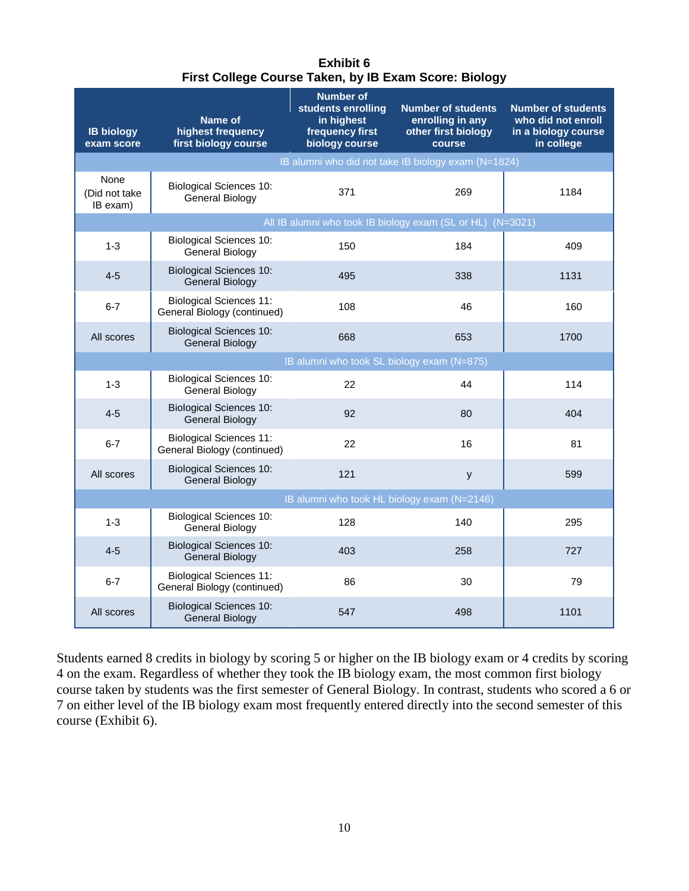**Exhibit 6**
**First College Course Taken, by IB Exam Score: Biology**

| IB biology exam score | Name of highest frequency first biology course | Number of students enrolling in highest frequency first biology course | Number of students enrolling in any other first biology course | Number of students who did not enroll in a biology course in college |
|---|---|---|---|---|
| IB alumni who did not take IB biology exam (N=1824) | | | | |
| None (Did not take IB exam) | Biological Sciences 10: General Biology | 371 | 269 | 1184 |
| All IB alumni who took IB biology exam (SL or HL) (N=3021) | | | | |
| 1-3 | Biological Sciences 10: General Biology | 150 | 184 | 409 |
| 4-5 | Biological Sciences 10: General Biology | 495 | 338 | 1131 |
| 6-7 | Biological Sciences 11: General Biology (continued) | 108 | 46 | 160 |
| All scores | Biological Sciences 10: General Biology | 668 | 653 | 1700 |
| IB alumni who took SL biology exam (N=875) | | | | |
| 1-3 | Biological Sciences 10: General Biology | 22 | 44 | 114 |
| 4-5 | Biological Sciences 10: General Biology | 92 | 80 | 404 |
| 6-7 | Biological Sciences 11: General Biology (continued) | 22 | 16 | 81 |
| All scores | Biological Sciences 10: General Biology | 121 | y | 599 |
| IB alumni who took HL biology exam (N=2146) | | | | |
| 1-3 | Biological Sciences 10: General Biology | 128 | 140 | 295 |
| 4-5 | Biological Sciences 10: General Biology | 403 | 258 | 727 |
| 6-7 | Biological Sciences 11: General Biology (continued) | 86 | 30 | 79 |
| All scores | Biological Sciences 10: General Biology | 547 | 498 | 1101 |

Students earned 8 credits in biology by scoring 5 or higher on the IB biology exam or 4 credits by scoring 4 on the exam. Regardless of whether they took the IB biology exam, the most common first biology course taken by students was the first semester of General Biology. In contrast, students who scored a 6 or 7 on either level of the IB biology exam most frequently entered directly into the second semester of this course (Exhibit 6).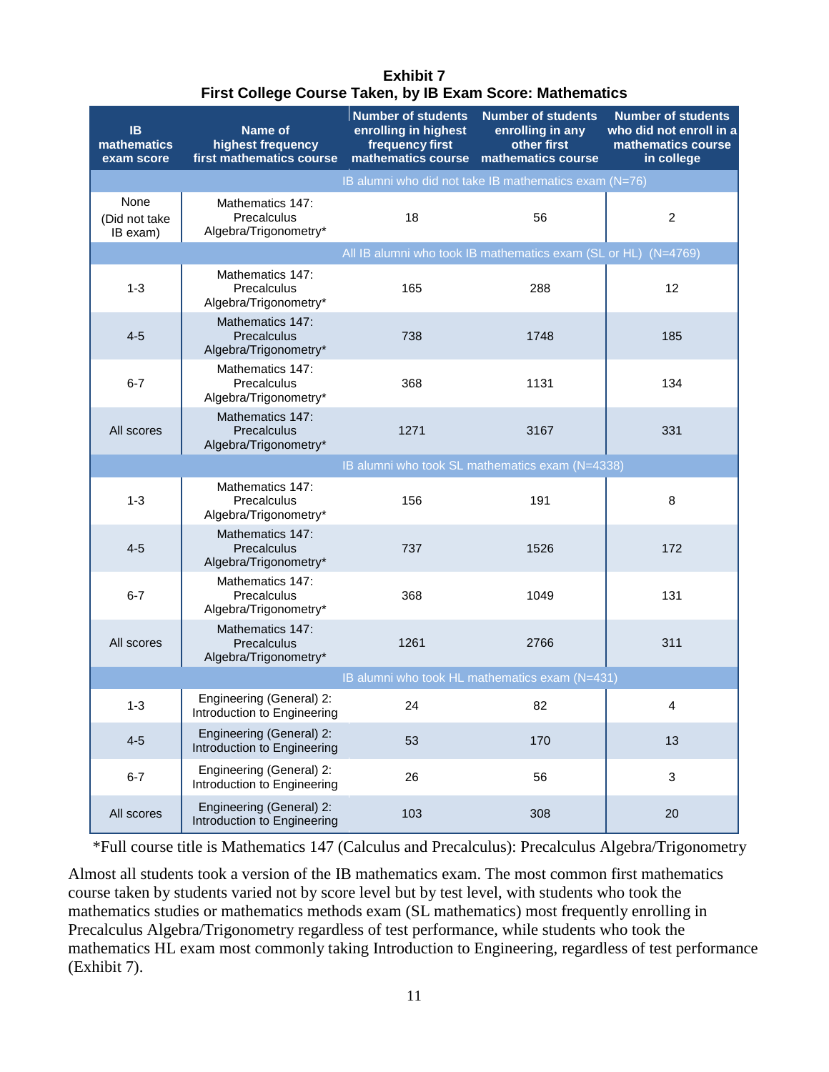**Exhibit 7**
**First College Course Taken, by IB Exam Score: Mathematics**

| IB mathematics exam score | Name of highest frequency first mathematics course | Number of students enrolling in highest frequency first mathematics course | Number of students enrolling in any other first mathematics course | Number of students who did not enroll in a mathematics course in college |
|---|---|---|---|---|
| | | IB alumni who did not take IB mathematics exam (N=76) | | |
| None (Did not take IB exam) | Mathematics 147: Precalculus Algebra/Trigonometry* | 18 | 56 | 2 |
| | | All IB alumni who took IB mathematics exam (SL or HL) (N=4769) | | |
| 1-3 | Mathematics 147: Precalculus Algebra/Trigonometry* | 165 | 288 | 12 |
| 4-5 | Mathematics 147: Precalculus Algebra/Trigonometry* | 738 | 1748 | 185 |
| 6-7 | Mathematics 147: Precalculus Algebra/Trigonometry* | 368 | 1131 | 134 |
| All scores | Mathematics 147: Precalculus Algebra/Trigonometry* | 1271 | 3167 | 331 |
| | | IB alumni who took SL mathematics exam (N=4338) | | |
| 1-3 | Mathematics 147: Precalculus Algebra/Trigonometry* | 156 | 191 | 8 |
| 4-5 | Mathematics 147: Precalculus Algebra/Trigonometry* | 737 | 1526 | 172 |
| 6-7 | Mathematics 147: Precalculus Algebra/Trigonometry* | 368 | 1049 | 131 |
| All scores | Mathematics 147: Precalculus Algebra/Trigonometry* | 1261 | 2766 | 311 |
| | | IB alumni who took HL mathematics exam (N=431) | | |
| 1-3 | Engineering (General) 2: Introduction to Engineering | 24 | 82 | 4 |
| 4-5 | Engineering (General) 2: Introduction to Engineering | 53 | 170 | 13 |
| 6-7 | Engineering (General) 2: Introduction to Engineering | 26 | 56 | 3 |
| All scores | Engineering (General) 2: Introduction to Engineering | 103 | 308 | 20 |

*Full course title is Mathematics 147 (Calculus and Precalculus): Precalculus Algebra/Trigonometry

Almost all students took a version of the IB mathematics exam. The most common first mathematics course taken by students varied not by score level but by test level, with students who took the mathematics studies or mathematics methods exam (SL mathematics) most frequently enrolling in Precalculus Algebra/Trigonometry regardless of test performance, while students who took the mathematics HL exam most commonly taking Introduction to Engineering, regardless of test performance (Exhibit 7).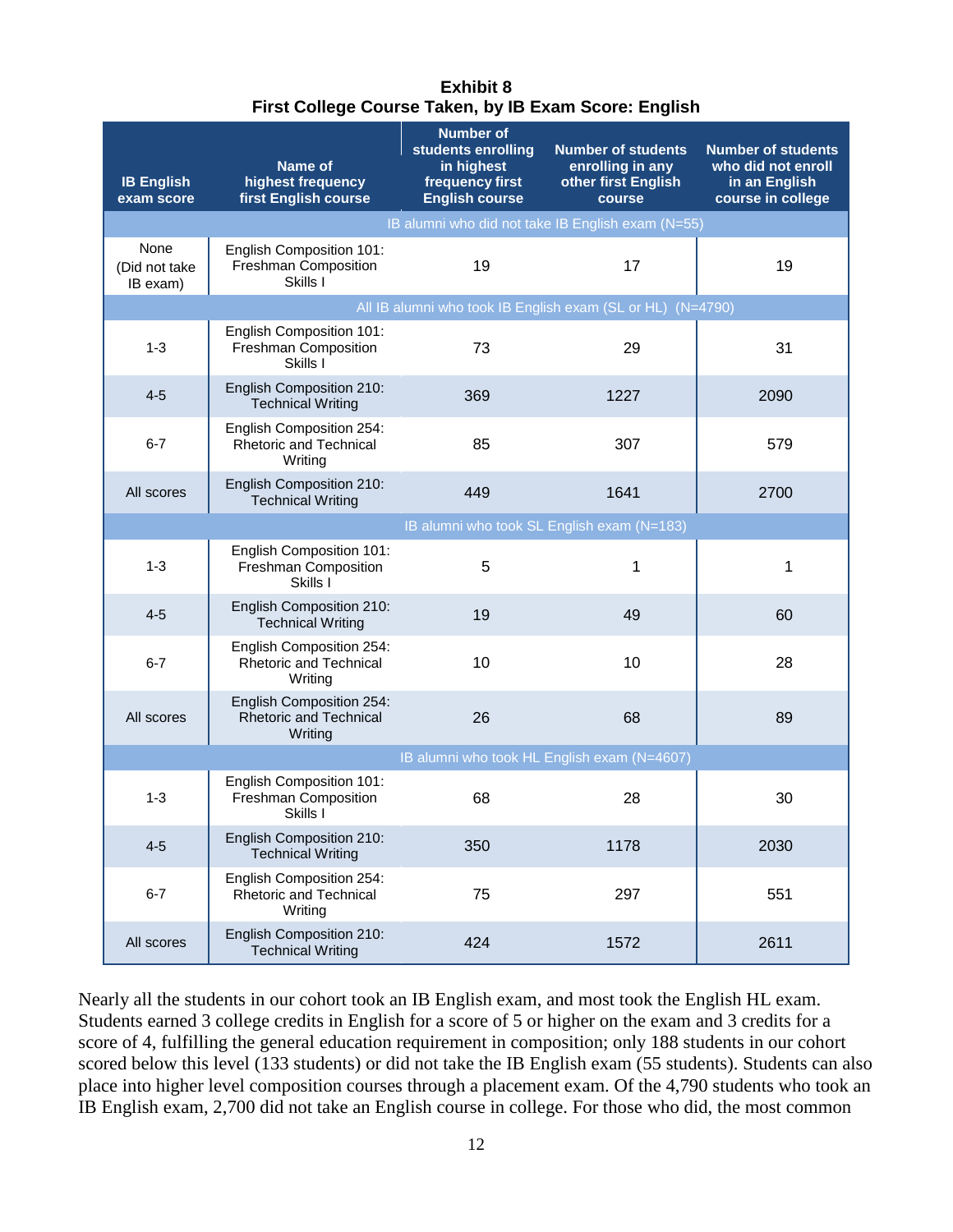**Exhibit 8**
**First College Course Taken, by IB Exam Score: English**

| IB English exam score | Name of highest frequency first English course | Number of students enrolling in highest frequency first English course | Number of students enrolling in any other first English course | Number of students who did not enroll in an English course in college |
|---|---|---|---|---|
| IB alumni who did not take IB English exam (N=55) | | | | |
| None (Did not take IB exam) | English Composition 101: Freshman Composition Skills I | 19 | 17 | 19 |
| All IB alumni who took IB English exam (SL or HL) (N=4790) | | | | |
| 1-3 | English Composition 101: Freshman Composition Skills I | 73 | 29 | 31 |
| 4-5 | English Composition 210: Technical Writing | 369 | 1227 | 2090 |
| 6-7 | English Composition 254: Rhetoric and Technical Writing | 85 | 307 | 579 |
| All scores | English Composition 210: Technical Writing | 449 | 1641 | 2700 |
| IB alumni who took SL English exam (N=183) | | | | |
| 1-3 | English Composition 101: Freshman Composition Skills I | 5 | 1 | 1 |
| 4-5 | English Composition 210: Technical Writing | 19 | 49 | 60 |
| 6-7 | English Composition 254: Rhetoric and Technical Writing | 10 | 10 | 28 |
| All scores | English Composition 254: Rhetoric and Technical Writing | 26 | 68 | 89 |
| IB alumni who took HL English exam (N=4607) | | | | |
| 1-3 | English Composition 101: Freshman Composition Skills I | 68 | 28 | 30 |
| 4-5 | English Composition 210: Technical Writing | 350 | 1178 | 2030 |
| 6-7 | English Composition 254: Rhetoric and Technical Writing | 75 | 297 | 551 |
| All scores | English Composition 210: Technical Writing | 424 | 1572 | 2611 |

Nearly all the students in our cohort took an IB English exam, and most took the English HL exam. Students earned 3 college credits in English for a score of 5 or higher on the exam and 3 credits for a score of 4, fulfilling the general education requirement in composition; only 188 students in our cohort scored below this level (133 students) or did not take the IB English exam (55 students). Students can also place into higher level composition courses through a placement exam. Of the 4,790 students who took an IB English exam, 2,700 did not take an English course in college. For those who did, the most common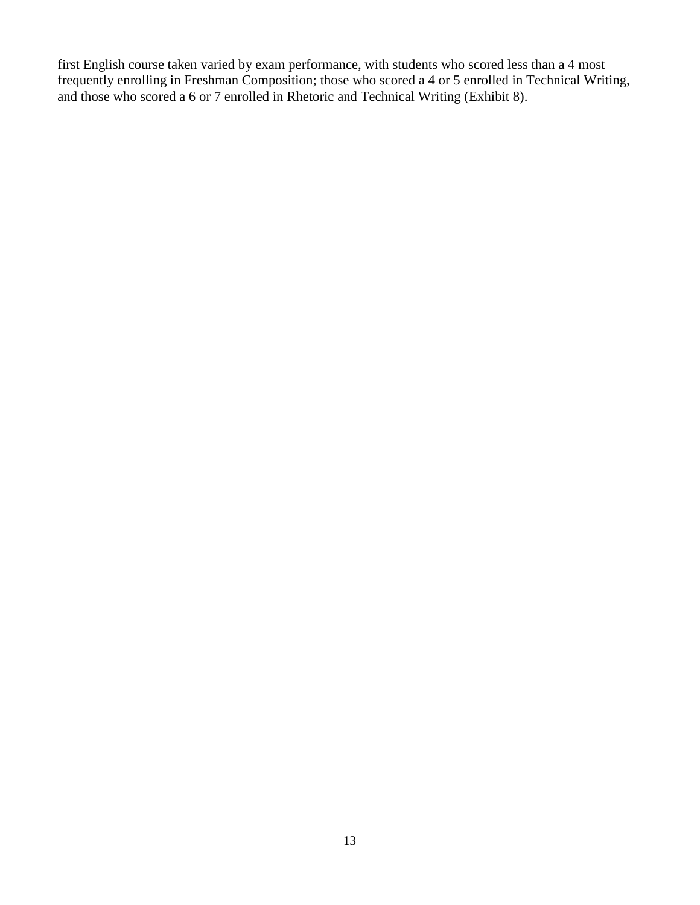first English course taken varied by exam performance, with students who scored less than a 4 most frequently enrolling in Freshman Composition; those who scored a 4 or 5 enrolled in Technical Writing, and those who scored a 6 or 7 enrolled in Rhetoric and Technical Writing (Exhibit 8).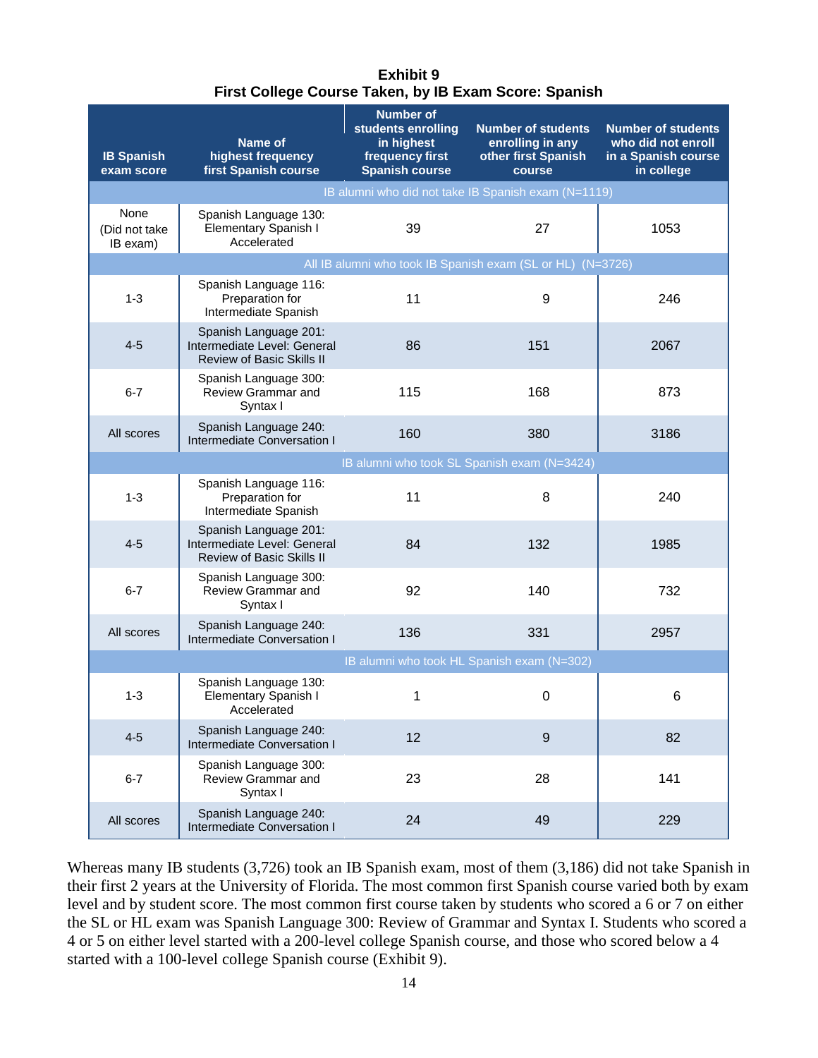**Exhibit 9**
**First College Course Taken, by IB Exam Score: Spanish**

| IB Spanish exam score | Name of highest frequency first Spanish course | Number of students enrolling in highest frequency first Spanish course | Number of students enrolling in any other first Spanish course | Number of students who did not enroll in a Spanish course in college |
|---|---|---|---|---|
| IB alumni who did not take IB Spanish exam (N=1119) | | | | |
| None (Did not take IB exam) | Spanish Language 130: Elementary Spanish I Accelerated | 39 | 27 | 1053 |
| All IB alumni who took IB Spanish exam (SL or HL) (N=3726) | | | | |
| 1-3 | Spanish Language 116: Preparation for Intermediate Spanish | 11 | 9 | 246 |
| 4-5 | Spanish Language 201: Intermediate Level: General Review of Basic Skills II | 86 | 151 | 2067 |
| 6-7 | Spanish Language 300: Review Grammar and Syntax I | 115 | 168 | 873 |
| All scores | Spanish Language 240: Intermediate Conversation I | 160 | 380 | 3186 |
| IB alumni who took SL Spanish exam (N=3424) | | | | |
| 1-3 | Spanish Language 116: Preparation for Intermediate Spanish | 11 | 8 | 240 |
| 4-5 | Spanish Language 201: Intermediate Level: General Review of Basic Skills II | 84 | 132 | 1985 |
| 6-7 | Spanish Language 300: Review Grammar and Syntax I | 92 | 140 | 732 |
| All scores | Spanish Language 240: Intermediate Conversation I | 136 | 331 | 2957 |
| IB alumni who took HL Spanish exam (N=302) | | | | |
| 1-3 | Spanish Language 130: Elementary Spanish I Accelerated | 1 | 0 | 6 |
| 4-5 | Spanish Language 240: Intermediate Conversation I | 12 | 9 | 82 |
| 6-7 | Spanish Language 300: Review Grammar and Syntax I | 23 | 28 | 141 |
| All scores | Spanish Language 240: Intermediate Conversation I | 24 | 49 | 229 |

Whereas many IB students (3,726) took an IB Spanish exam, most of them (3,186) did not take Spanish in their first 2 years at the University of Florida. The most common first Spanish course varied both by exam level and by student score. The most common first course taken by students who scored a 6 or 7 on either the SL or HL exam was Spanish Language 300: Review of Grammar and Syntax I. Students who scored a 4 or 5 on either level started with a 200-level college Spanish course, and those who scored below a 4 started with a 100-level college Spanish course (Exhibit 9).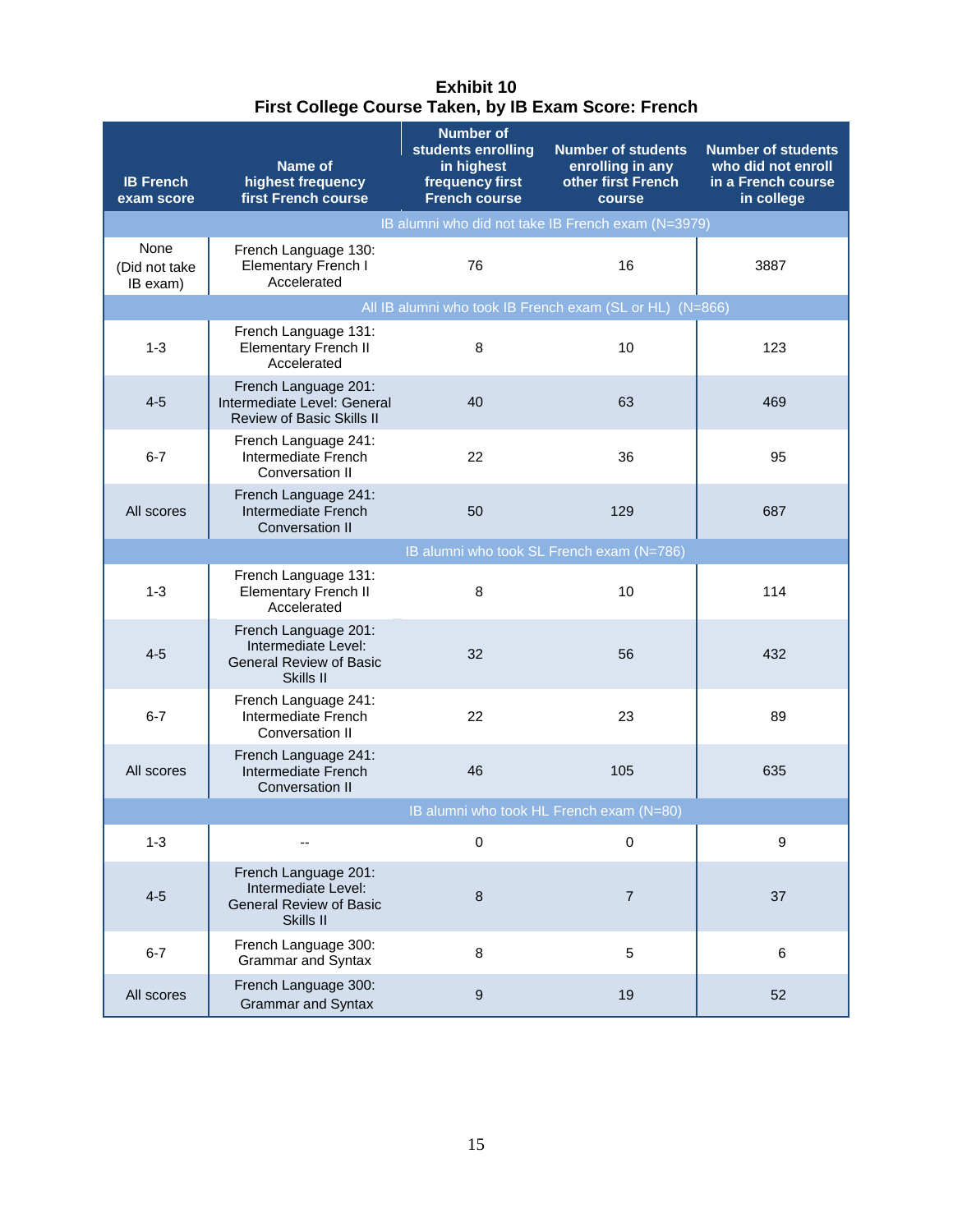**Exhibit 10**
**First College Course Taken, by IB Exam Score: French**

| IB French exam score | Name of highest frequency first French course | Number of students enrolling in highest frequency first French course | Number of students enrolling in any other first French course | Number of students who did not enroll in a French course in college |
|---|---|---|---|---|
| IB alumni who did not take IB French exam (N=3979) | | | | |
| None (Did not take IB exam) | French Language 130: Elementary French I Accelerated | 76 | 16 | 3887 |
| All IB alumni who took IB French exam (SL or HL) (N=866) | | | | |
| 1-3 | French Language 131: Elementary French II Accelerated | 8 | 10 | 123 |
| 4-5 | French Language 201: Intermediate Level: General Review of Basic Skills II | 40 | 63 | 469 |
| 6-7 | French Language 241: Intermediate French Conversation II | 22 | 36 | 95 |
| All scores | French Language 241: Intermediate French Conversation II | 50 | 129 | 687 |
| IB alumni who took SL French exam (N=786) | | | | |
| 1-3 | French Language 131: Elementary French II Accelerated | 8 | 10 | 114 |
| 4-5 | French Language 201: Intermediate Level: General Review of Basic Skills II | 32 | 56 | 432 |
| 6-7 | French Language 241: Intermediate French Conversation II | 22 | 23 | 89 |
| All scores | French Language 241: Intermediate French Conversation II | 46 | 105 | 635 |
| IB alumni who took HL French exam (N=80) | | | | |
| 1-3 | -- | 0 | 0 | 9 |
| 4-5 | French Language 201: Intermediate Level: General Review of Basic Skills II | 8 | 7 | 37 |
| 6-7 | French Language 300: Grammar and Syntax | 8 | 5 | 6 |
| All scores | French Language 300: Grammar and Syntax | 9 | 19 | 52 |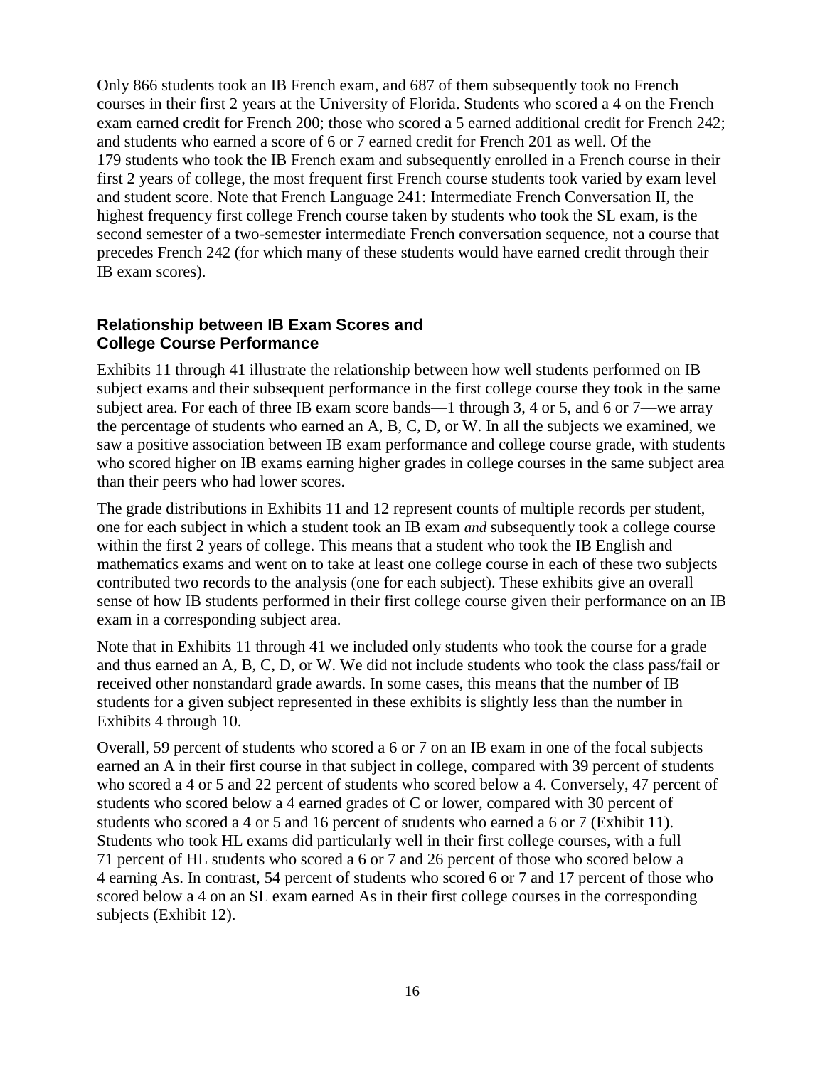Only 866 students took an IB French exam, and 687 of them subsequently took no French courses in their first 2 years at the University of Florida. Students who scored a 4 on the French exam earned credit for French 200; those who scored a 5 earned additional credit for French 242; and students who earned a score of 6 or 7 earned credit for French 201 as well. Of the 179 students who took the IB French exam and subsequently enrolled in a French course in their first 2 years of college, the most frequent first French course students took varied by exam level and student score. Note that French Language 241: Intermediate French Conversation II, the highest frequency first college French course taken by students who took the SL exam, is the second semester of a two-semester intermediate French conversation sequence, not a course that precedes French 242 (for which many of these students would have earned credit through their IB exam scores).

### Relationship between IB Exam Scores and College Course Performance

Exhibits 11 through 41 illustrate the relationship between how well students performed on IB subject exams and their subsequent performance in the first college course they took in the same subject area. For each of three IB exam score bands—1 through 3, 4 or 5, and 6 or 7—we array the percentage of students who earned an A, B, C, D, or W. In all the subjects we examined, we saw a positive association between IB exam performance and college course grade, with students who scored higher on IB exams earning higher grades in college courses in the same subject area than their peers who had lower scores.

The grade distributions in Exhibits 11 and 12 represent counts of multiple records per student, one for each subject in which a student took an IB exam *and* subsequently took a college course within the first 2 years of college. This means that a student who took the IB English and mathematics exams and went on to take at least one college course in each of these two subjects contributed two records to the analysis (one for each subject). These exhibits give an overall sense of how IB students performed in their first college course given their performance on an IB exam in a corresponding subject area.

Note that in Exhibits 11 through 41 we included only students who took the course for a grade and thus earned an A, B, C, D, or W. We did not include students who took the class pass/fail or received other nonstandard grade awards. In some cases, this means that the number of IB students for a given subject represented in these exhibits is slightly less than the number in Exhibits 4 through 10.

Overall, 59 percent of students who scored a 6 or 7 on an IB exam in one of the focal subjects earned an A in their first course in that subject in college, compared with 39 percent of students who scored a 4 or 5 and 22 percent of students who scored below a 4. Conversely, 47 percent of students who scored below a 4 earned grades of C or lower, compared with 30 percent of students who scored a 4 or 5 and 16 percent of students who earned a 6 or 7 (Exhibit 11). Students who took HL exams did particularly well in their first college courses, with a full 71 percent of HL students who scored a 6 or 7 and 26 percent of those who scored below a 4 earning As. In contrast, 54 percent of students who scored 6 or 7 and 17 percent of those who scored below a 4 on an SL exam earned As in their first college courses in the corresponding subjects (Exhibit 12).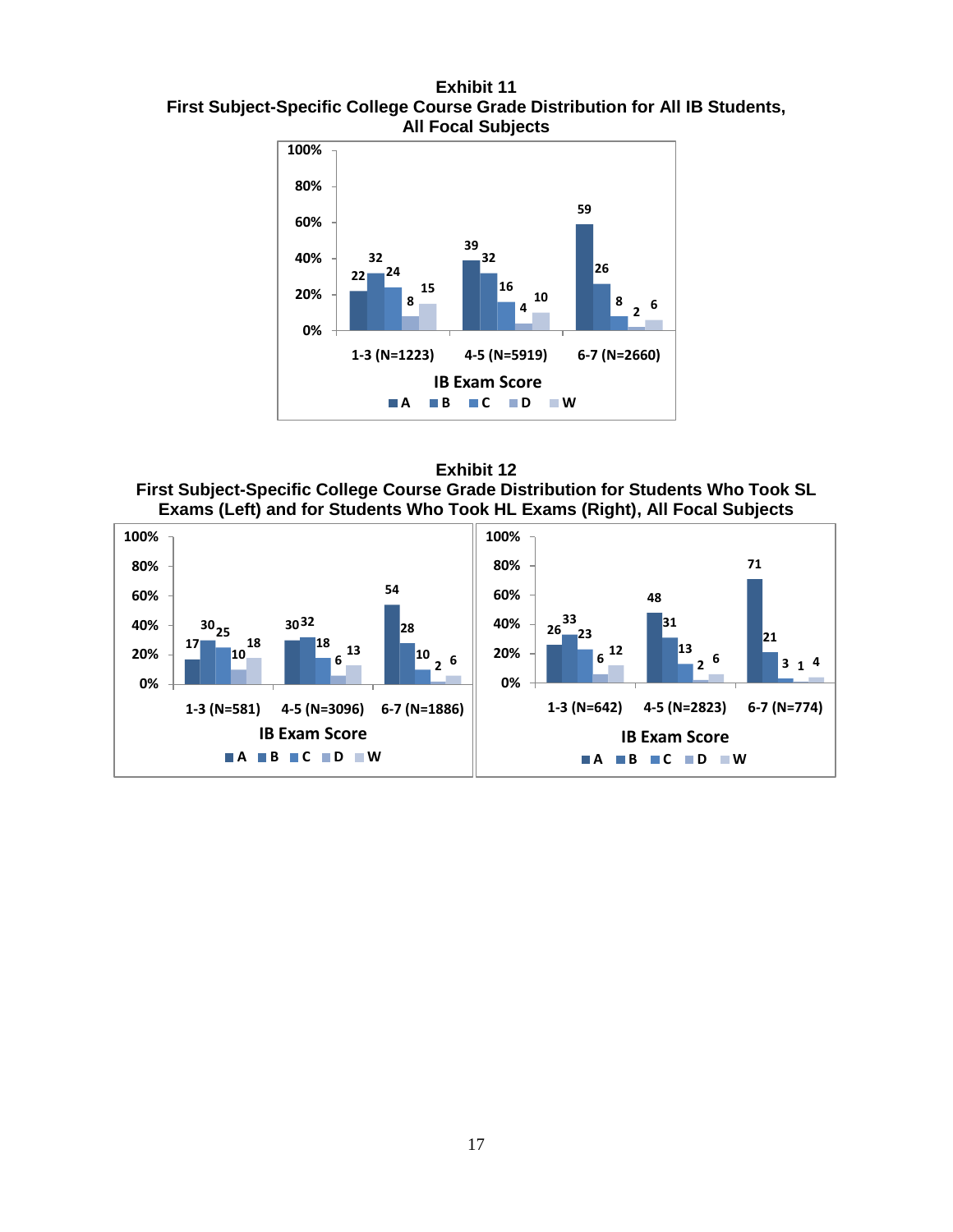**Exhibit 11**
**First Subject-Specific College Course Grade Distribution for All IB Students, All Focal Subjects**

| IB Exam Score | A | B | C | D | W |
|---|---|---|---|---|---|
| 1-3 (N=1223) | 22 | 32 | 24 | 8 | 15 |
| 4-5 (N=5919) | 39 | 32 | 16 | 4 | 10 |
| 6-7 (N=2660) | 59 | 26 | 8 | 2 | 6 |

**Exhibit 12**
**First Subject-Specific College Course Grade Distribution for Students Who Took SL Exams (Left) and for Students Who Took HL Exams (Right), All Focal Subjects**

SL Exams (Left):

| IB Exam Score | A | B | C | D | W |
|---|---|---|---|---|---|
| 1-3 (N=581) | 17 | 30 | 25 | 10 | 18 |
| 4-5 (N=3096) | 30 | 32 | 18 | 6 | 13 |
| 6-7 (N=1886) | 54 | 28 | 10 | 2 | 6 |

HL Exams (Right):

| IB Exam Score | A | B | C | D | W |
|---|---|---|---|---|---|
| 1-3 (N=642) | 26 | 33 | 23 | 6 | 12 |
| 4-5 (N=2823) | 48 | 31 | 13 | 2 | 6 |
| 6-7 (N=774) | 71 | 21 | 3 | 1 | 4 |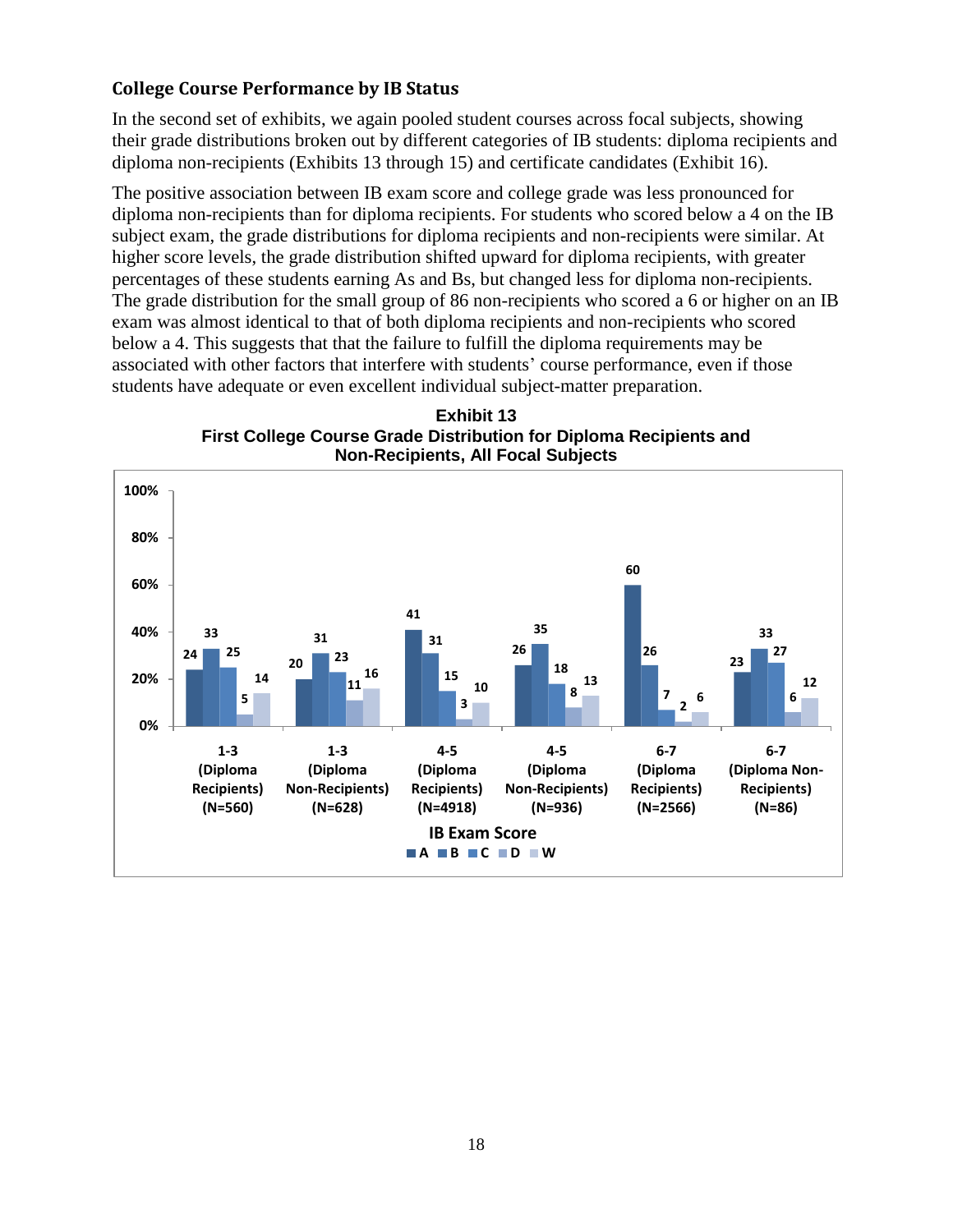### College Course Performance by IB Status

In the second set of exhibits, we again pooled student courses across focal subjects, showing their grade distributions broken out by different categories of IB students: diploma recipients and diploma non-recipients (Exhibits 13 through 15) and certificate candidates (Exhibit 16).

The positive association between IB exam score and college grade was less pronounced for diploma non-recipients than for diploma recipients. For students who scored below a 4 on the IB subject exam, the grade distributions for diploma recipients and non-recipients were similar. At higher score levels, the grade distribution shifted upward for diploma recipients, with greater percentages of these students earning As and Bs, but changed less for diploma non-recipients. The grade distribution for the small group of 86 non-recipients who scored a 6 or higher on an IB exam was almost identical to that of both diploma recipients and non-recipients who scored below a 4. This suggests that that the failure to fulfill the diploma requirements may be associated with other factors that interfere with students' course performance, even if those students have adequate or even excellent individual subject-matter preparation.

**Exhibit 13**
**First College Course Grade Distribution for Diploma Recipients and Non-Recipients, All Focal Subjects**

| IB Exam Score | A | B | C | D | W |
|---|---|---|---|---|---|
| 1-3 (Diploma Recipients) (N=560) | 24 | 33 | 25 | 5 | 14 |
| 1-3 (Diploma Non-Recipients) (N=628) | 20 | 31 | 23 | 11 | 16 |
| 4-5 (Diploma Recipients) (N=4918) | 41 | 31 | 15 | 3 | 10 |
| 4-5 (Diploma Non-Recipients) (N=936) | 26 | 35 | 18 | 8 | 13 |
| 6-7 (Diploma Recipients) (N=2566) | 60 | 26 | 7 | 2 | 6 |
| 6-7 (Diploma Non-Recipients) (N=86) | 23 | 33 | 27 | 6 | 12 |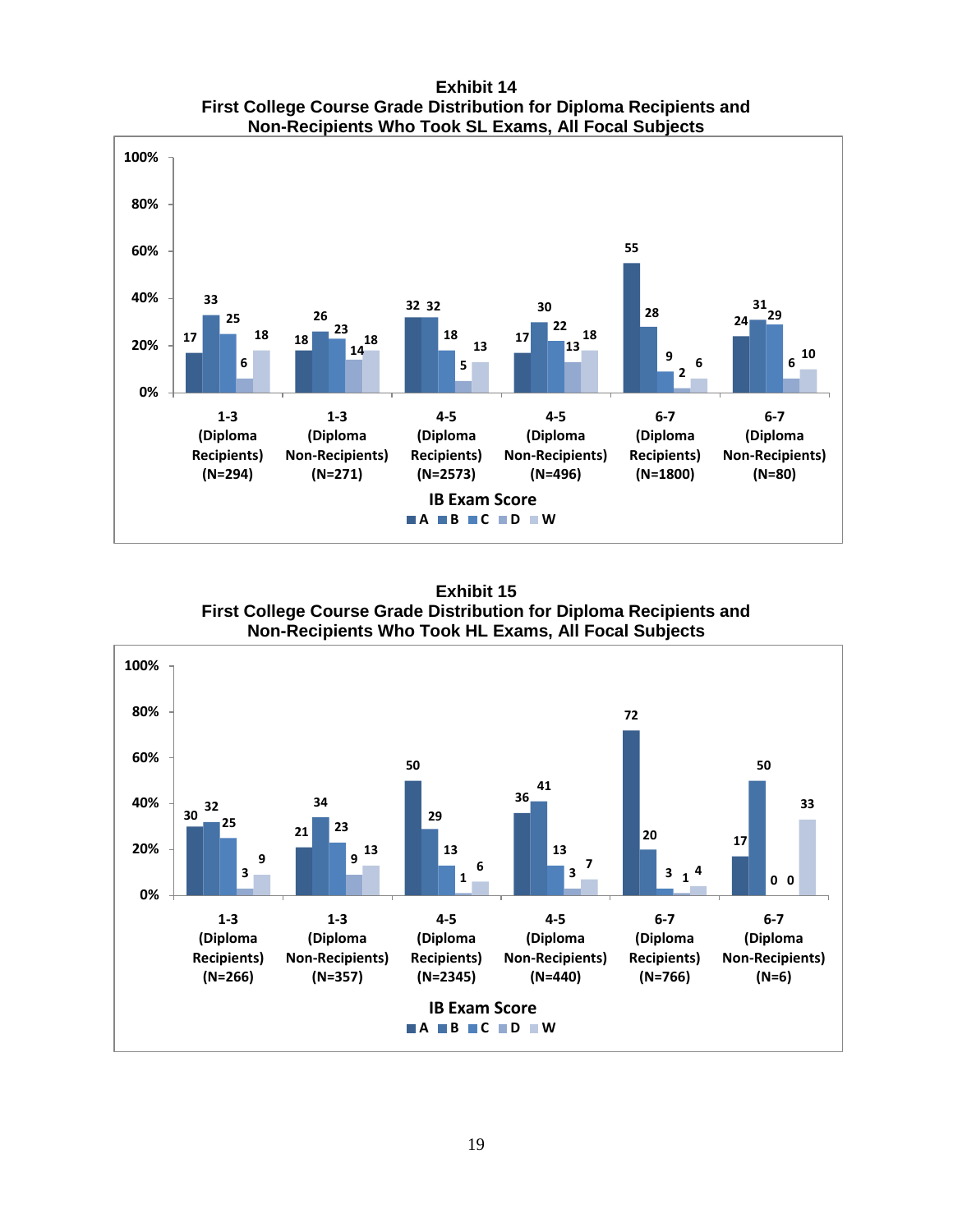**Exhibit 14**
**First College Course Grade Distribution for Diploma Recipients and Non-Recipients Who Took SL Exams, All Focal Subjects**

| IB Exam Score | A | B | C | D | W |
|---|---|---|---|---|---|
| 1-3 (Diploma Recipients) (N=294) | 17 | 33 | 25 | 6 | 18 |
| 1-3 (Diploma Non-Recipients) (N=271) | 18 | 26 | 23 | 14 | 18 |
| 4-5 (Diploma Recipients) (N=2573) | 32 | 32 | 18 | 5 | 13 |
| 4-5 (Diploma Non-Recipients) (N=496) | 17 | 30 | 22 | 13 | 18 |
| 6-7 (Diploma Recipients) (N=1800) | 55 | 28 | 9 | 2 | 6 |
| 6-7 (Diploma Non-Recipients) (N=80) | 24 | 31 | 29 | 6 | 10 |

**Exhibit 15**
**First College Course Grade Distribution for Diploma Recipients and Non-Recipients Who Took HL Exams, All Focal Subjects**

| IB Exam Score | A | B | C | D | W |
|---|---|---|---|---|---|
| 1-3 (Diploma Recipients) (N=266) | 30 | 32 | 25 | 3 | 9 |
| 1-3 (Diploma Non-Recipients) (N=357) | 21 | 34 | 23 | 9 | 13 |
| 4-5 (Diploma Recipients) (N=2345) | 50 | 29 | 13 | 1 | 6 |
| 4-5 (Diploma Non-Recipients) (N=440) | 36 | 41 | 13 | 3 | 7 |
| 6-7 (Diploma Recipients) (N=766) | 72 | 20 | 3 | 1 | 4 |
| 6-7 (Diploma Non-Recipients) (N=6) | 17 | 50 | 0 | 0 | 33 |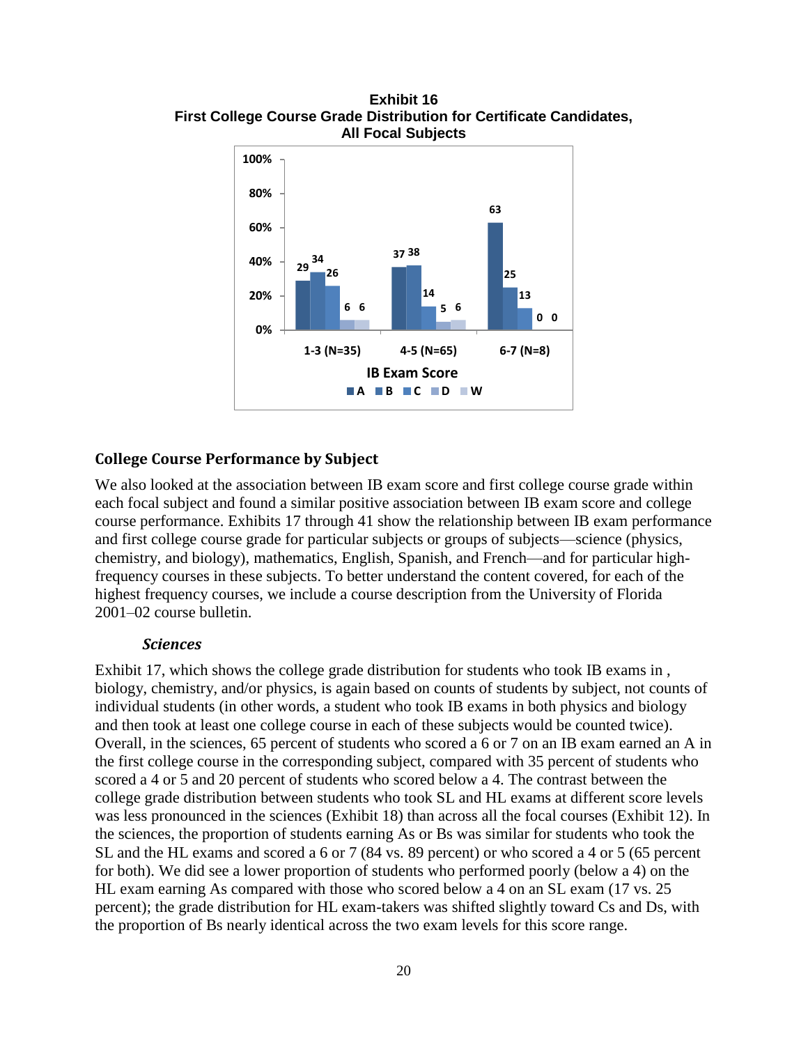**Exhibit 16**
**First College Course Grade Distribution for Certificate Candidates, All Focal Subjects**

| IB Exam Score | A | B | C | D | W |
|---|---|---|---|---|---|
| 1-3 (N=35) | 29 | 34 | 26 | 6 | 6 |
| 4-5 (N=65) | 37 | 38 | 14 | 5 | 6 |
| 6-7 (N=8) | 63 | 25 | 13 | 0 | 0 |

## College Course Performance by Subject

We also looked at the association between IB exam score and first college course grade within each focal subject and found a similar positive association between IB exam score and college course performance. Exhibits 17 through 41 show the relationship between IB exam performance and first college course grade for particular subjects or groups of subjects—science (physics, chemistry, and biology), mathematics, English, Spanish, and French—and for particular high-frequency courses in these subjects. To better understand the content covered, for each of the highest frequency courses, we include a course description from the University of Florida 2001–02 course bulletin.

### *Sciences*

Exhibit 17, which shows the college grade distribution for students who took IB exams in , biology, chemistry, and/or physics, is again based on counts of students by subject, not counts of individual students (in other words, a student who took IB exams in both physics and biology and then took at least one college course in each of these subjects would be counted twice). Overall, in the sciences, 65 percent of students who scored a 6 or 7 on an IB exam earned an A in the first college course in the corresponding subject, compared with 35 percent of students who scored a 4 or 5 and 20 percent of students who scored below a 4. The contrast between the college grade distribution between students who took SL and HL exams at different score levels was less pronounced in the sciences (Exhibit 18) than across all the focal courses (Exhibit 12). In the sciences, the proportion of students earning As or Bs was similar for students who took the SL and the HL exams and scored a 6 or 7 (84 vs. 89 percent) or who scored a 4 or 5 (65 percent for both). We did see a lower proportion of students who performed poorly (below a 4) on the HL exam earning As compared with those who scored below a 4 on an SL exam (17 vs. 25 percent); the grade distribution for HL exam-takers was shifted slightly toward Cs and Ds, with the proportion of Bs nearly identical across the two exam levels for this score range.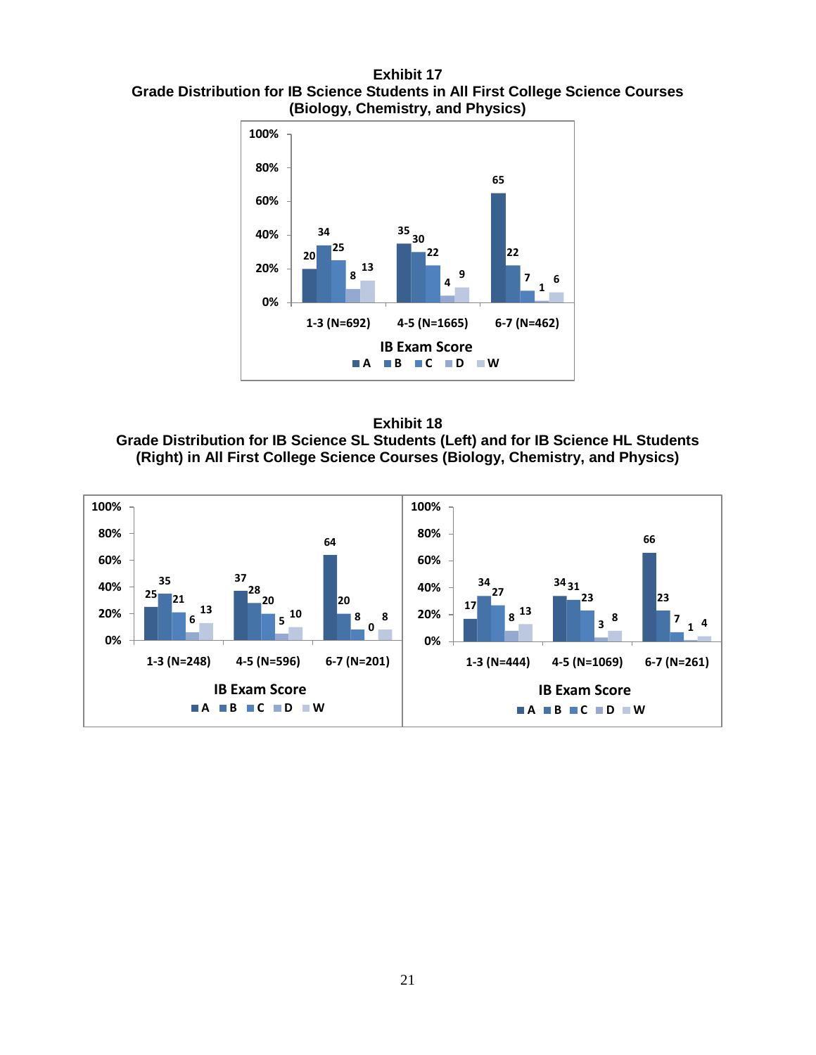**Exhibit 17**
**Grade Distribution for IB Science Students in All First College Science Courses (Biology, Chemistry, and Physics)**

| IB Exam Score | A | B | C | D | W |
|---|---|---|---|---|---|
| 1-3 (N=692) | 20 | 34 | 25 | 8 | 13 |
| 4-5 (N=1665) | 35 | 30 | 22 | 4 | 9 |
| 6-7 (N=462) | 65 | 22 | 7 | 1 | 6 |

**Exhibit 18**
**Grade Distribution for IB Science SL Students (Left) and for IB Science HL Students (Right) in All First College Science Courses (Biology, Chemistry, and Physics)**

IB Science SL Students (Left):

| IB Exam Score | A | B | C | D | W |
|---|---|---|---|---|---|
| 1-3 (N=248) | 25 | 35 | 21 | 6 | 13 |
| 4-5 (N=596) | 37 | 28 | 20 | 5 | 10 |
| 6-7 (N=201) | 64 | 20 | 8 | 0 | 8 |

IB Science HL Students (Right):

| IB Exam Score | A | B | C | D | W |
|---|---|---|---|---|---|
| 1-3 (N=444) | 17 | 34 | 27 | 8 | 13 |
| 4-5 (N=1069) | 34 | 31 | 23 | 3 | 8 |
| 6-7 (N=261) | 66 | 23 | 7 | 1 | 4 |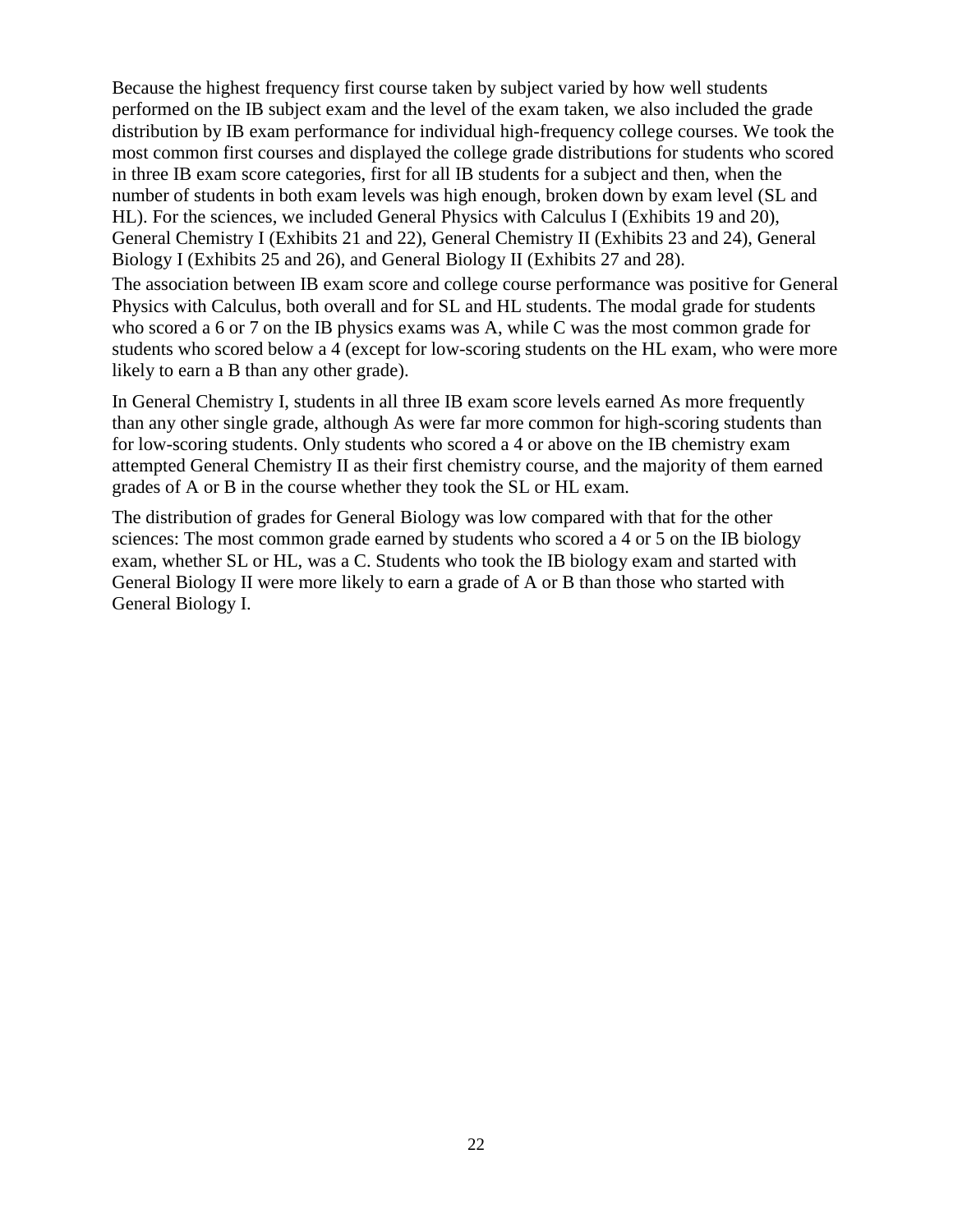Because the highest frequency first course taken by subject varied by how well students performed on the IB subject exam and the level of the exam taken, we also included the grade distribution by IB exam performance for individual high-frequency college courses. We took the most common first courses and displayed the college grade distributions for students who scored in three IB exam score categories, first for all IB students for a subject and then, when the number of students in both exam levels was high enough, broken down by exam level (SL and HL). For the sciences, we included General Physics with Calculus I (Exhibits 19 and 20), General Chemistry I (Exhibits 21 and 22), General Chemistry II (Exhibits 23 and 24), General Biology I (Exhibits 25 and 26), and General Biology II (Exhibits 27 and 28).

The association between IB exam score and college course performance was positive for General Physics with Calculus, both overall and for SL and HL students. The modal grade for students who scored a 6 or 7 on the IB physics exams was A, while C was the most common grade for students who scored below a 4 (except for low-scoring students on the HL exam, who were more likely to earn a B than any other grade).

In General Chemistry I, students in all three IB exam score levels earned As more frequently than any other single grade, although As were far more common for high-scoring students than for low-scoring students. Only students who scored a 4 or above on the IB chemistry exam attempted General Chemistry II as their first chemistry course, and the majority of them earned grades of A or B in the course whether they took the SL or HL exam.

The distribution of grades for General Biology was low compared with that for the other sciences: The most common grade earned by students who scored a 4 or 5 on the IB biology exam, whether SL or HL, was a C. Students who took the IB biology exam and started with General Biology II were more likely to earn a grade of A or B than those who started with General Biology I.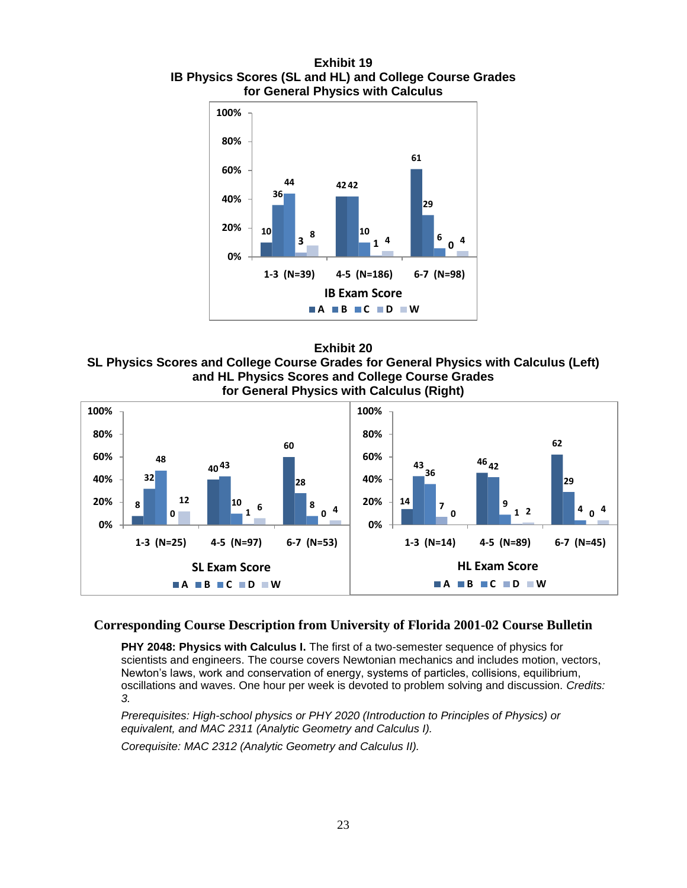**Exhibit 19**
**IB Physics Scores (SL and HL) and College Course Grades for General Physics with Calculus**

| IB Exam Score | A | B | C | D | W |
|---|---|---|---|---|---|
| 1-3 (N=39) | 10 | 36 | 44 | 3 | 8 |
| 4-5 (N=186) | 42 | 42 | 10 | 1 | 4 |
| 6-7 (N=98) | 61 | 29 | 6 | 0 | 4 |

**Exhibit 20**
**SL Physics Scores and College Course Grades for General Physics with Calculus (Left) and HL Physics Scores and College Course Grades for General Physics with Calculus (Right)**

| SL Exam Score | A | B | C | D | W |
|---|---|---|---|---|---|
| 1-3 (N=25) | 8 | 32 | 48 | 0 | 12 |
| 4-5 (N=97) | 40 | 43 | 10 | 1 | 6 |
| 6-7 (N=53) | 60 | 28 | 8 | 0 | 4 |

| HL Exam Score | A | B | C | D | W |
|---|---|---|---|---|---|
| 1-3 (N=14) | 14 | 43 | 36 | 7 | 0 |
| 4-5 (N=89) | 46 | 42 | 9 | 1 | 2 |
| 6-7 (N=45) | 62 | 29 | 4 | 0 | 4 |

## Corresponding Course Description from University of Florida 2001-02 Course Bulletin

**PHY 2048: Physics with Calculus I.** The first of a two-semester sequence of physics for scientists and engineers. The course covers Newtonian mechanics and includes motion, vectors, Newton's laws, work and conservation of energy, systems of particles, collisions, equilibrium, oscillations and waves. One hour per week is devoted to problem solving and discussion. *Credits: 3.*

*Prerequisites: High-school physics or PHY 2020 (Introduction to Principles of Physics) or equivalent, and MAC 2311 (Analytic Geometry and Calculus I).*

*Corequisite: MAC 2312 (Analytic Geometry and Calculus II).*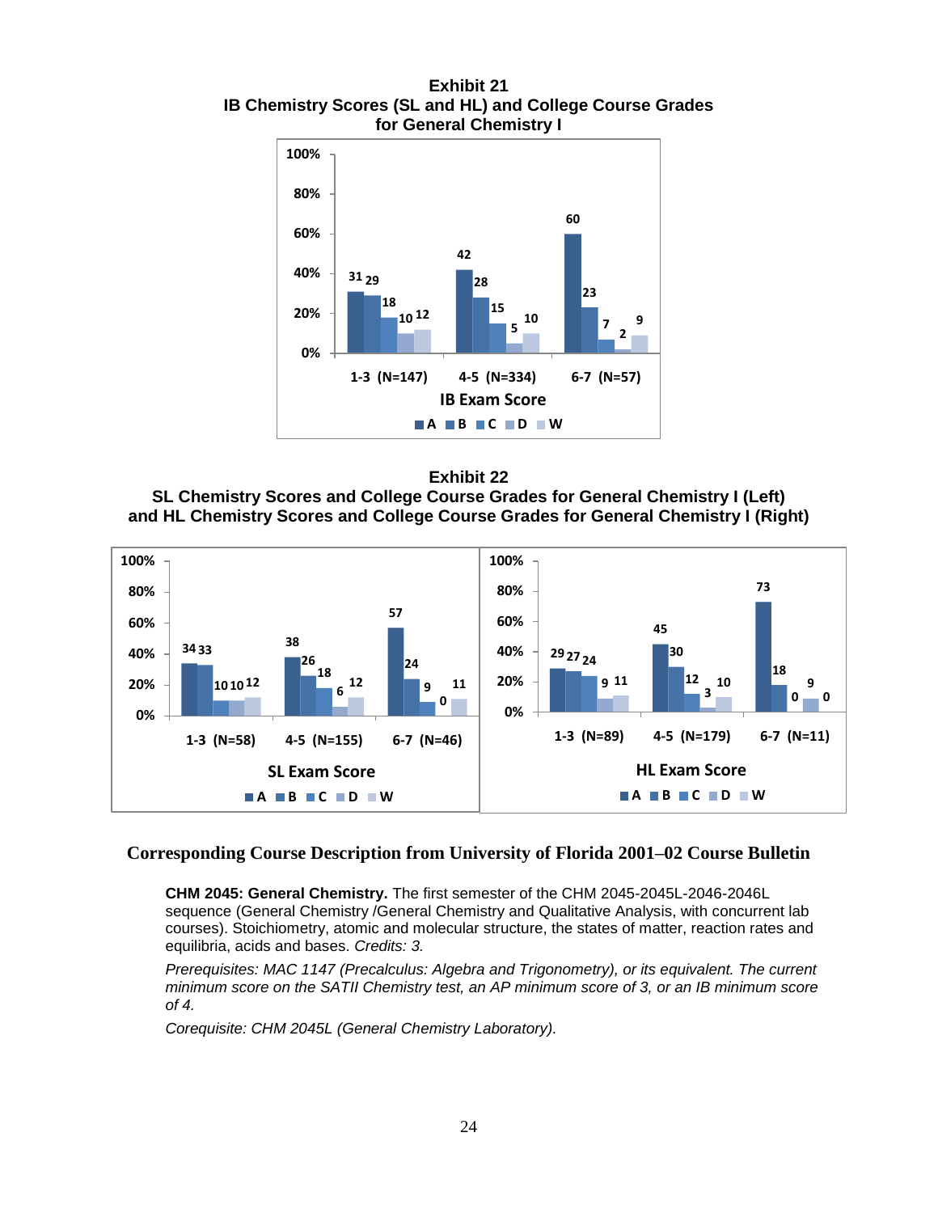**Exhibit 21**
**IB Chemistry Scores (SL and HL) and College Course Grades for General Chemistry I**

| IB Exam Score | A | B | C | D | W |
|---|---|---|---|---|---|
| 1-3 (N=147) | 31 | 29 | 18 | 10 | 12 |
| 4-5 (N=334) | 42 | 28 | 15 | 5 | 10 |
| 6-7 (N=57) | 60 | 23 | 7 | 2 | 9 |

**Exhibit 22**
**SL Chemistry Scores and College Course Grades for General Chemistry I (Left) and HL Chemistry Scores and College Course Grades for General Chemistry I (Right)**

| SL Exam Score | A | B | C | D | W |
|---|---|---|---|---|---|
| 1-3 (N=58) | 34 | 33 | 10 | 10 | 12 |
| 4-5 (N=155) | 38 | 26 | 18 | 6 | 12 |
| 6-7 (N=46) | 57 | 24 | 9 | 0 | 11 |

| HL Exam Score | A | B | C | D | W |
|---|---|---|---|---|---|
| 1-3 (N=89) | 29 | 27 | 24 | 9 | 11 |
| 4-5 (N=179) | 45 | 30 | 12 | 3 | 10 |
| 6-7 (N=11) | 73 | 18 | 0 | 9 | 0 |

## Corresponding Course Description from University of Florida 2001–02 Course Bulletin

**CHM 2045: General Chemistry.** The first semester of the CHM 2045-2045L-2046-2046L sequence (General Chemistry /General Chemistry and Qualitative Analysis, with concurrent lab courses). Stoichiometry, atomic and molecular structure, the states of matter, reaction rates and equilibria, acids and bases. *Credits: 3.*

*Prerequisites: MAC 1147 (Precalculus: Algebra and Trigonometry), or its equivalent. The current minimum score on the SATII Chemistry test, an AP minimum score of 3, or an IB minimum score of 4.*

*Corequisite: CHM 2045L (General Chemistry Laboratory).*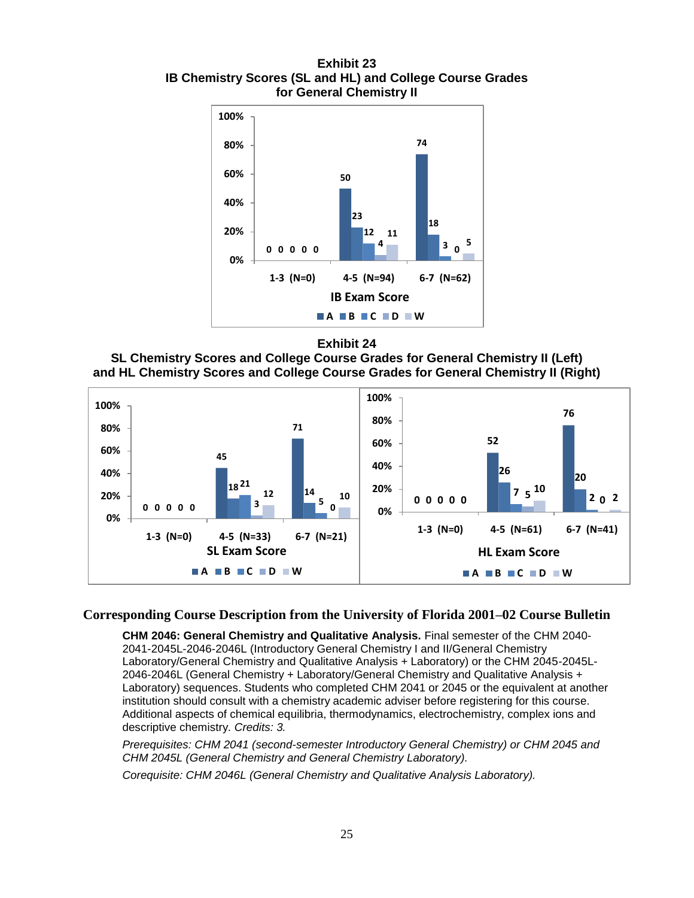**Exhibit 23**
**IB Chemistry Scores (SL and HL) and College Course Grades for General Chemistry II**

| IB Exam Score | A | B | C | D | W |
|---|---|---|---|---|---|
| 1-3 (N=0) | 0 | 0 | 0 | 0 | 0 |
| 4-5 (N=94) | 50 | 23 | 12 | 4 | 11 |
| 6-7 (N=62) | 74 | 18 | 3 | 0 | 5 |

**Exhibit 24**
**SL Chemistry Scores and College Course Grades for General Chemistry II (Left) and HL Chemistry Scores and College Course Grades for General Chemistry II (Right)**

| SL Exam Score | A | B | C | D | W |
|---|---|---|---|---|---|
| 1-3 (N=0) | 0 | 0 | 0 | 0 | 0 |
| 4-5 (N=33) | 45 | 18 | 21 | 3 | 12 |
| 6-7 (N=21) | 71 | 14 | 5 | 0 | 10 |

| HL Exam Score | A | B | C | D | W |
|---|---|---|---|---|---|
| 1-3 (N=0) | 0 | 0 | 0 | 0 | 0 |
| 4-5 (N=61) | 52 | 26 | 7 | 5 | 10 |
| 6-7 (N=41) | 76 | 20 | 2 | 0 | 2 |

## Corresponding Course Description from the University of Florida 2001–02 Course Bulletin

**CHM 2046: General Chemistry and Qualitative Analysis.** Final semester of the CHM 2040-2041-2045L-2046-2046L (Introductory General Chemistry I and II/General Chemistry Laboratory/General Chemistry and Qualitative Analysis + Laboratory) or the CHM 2045-2045L-2046-2046L (General Chemistry + Laboratory/General Chemistry and Qualitative Analysis + Laboratory) sequences. Students who completed CHM 2041 or 2045 or the equivalent at another institution should consult with a chemistry academic adviser before registering for this course. Additional aspects of chemical equilibria, thermodynamics, electrochemistry, complex ions and descriptive chemistry. *Credits: 3.*

*Prerequisites: CHM 2041 (second-semester Introductory General Chemistry) or CHM 2045 and CHM 2045L (General Chemistry and General Chemistry Laboratory).*

*Corequisite: CHM 2046L (General Chemistry and Qualitative Analysis Laboratory).*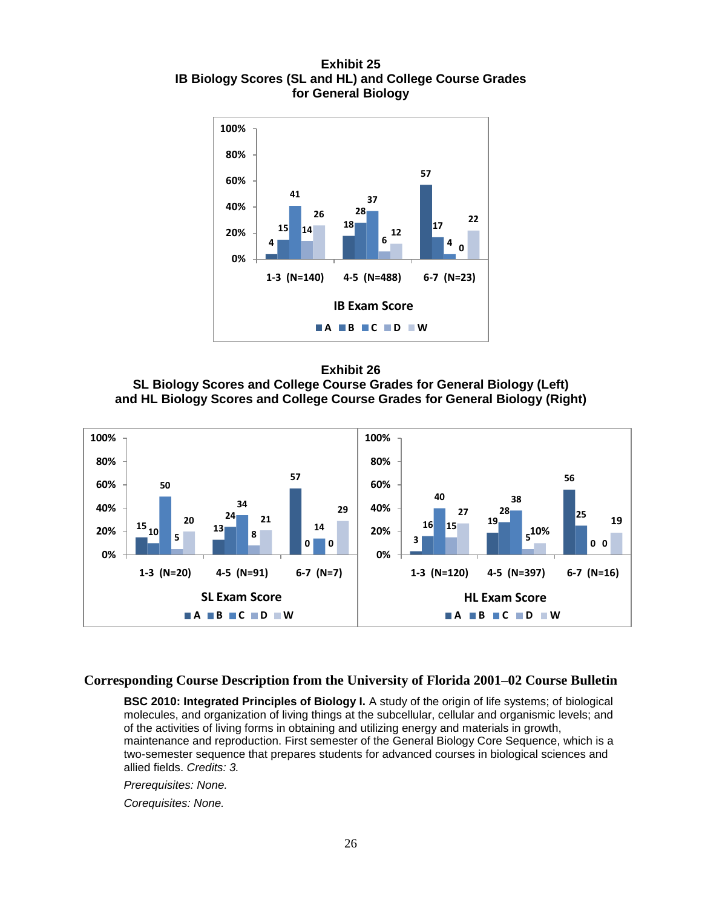**Exhibit 25**
**IB Biology Scores (SL and HL) and College Course Grades for General Biology**

| IB Exam Score | A | B | C | D | W |
|---|---|---|---|---|---|
| 1-3 (N=140) | 4 | 15 | 41 | 14 | 26 |
| 4-5 (N=488) | 18 | 28 | 37 | 6 | 12 |
| 6-7 (N=23) | 57 | 17 | 4 | 0 | 22 |

**Exhibit 26**
**SL Biology Scores and College Course Grades for General Biology (Left) and HL Biology Scores and College Course Grades for General Biology (Right)**

| SL Exam Score | A | B | C | D | W |
|---|---|---|---|---|---|
| 1-3 (N=20) | 15 | 10 | 50 | 5 | 20 |
| 4-5 (N=91) | 13 | 24 | 34 | 8 | 21 |
| 6-7 (N=7) | 57 | 0 | 14 | 0 | 29 |

| HL Exam Score | A | B | C | D | W |
|---|---|---|---|---|---|
| 1-3 (N=120) | 3 | 16 | 40 | 15 | 27 |
| 4-5 (N=397) | 19 | 28 | 38 | 5 | 10% |
| 6-7 (N=16) | 56 | 25 | 0 | 0 | 19 |

## Corresponding Course Description from the University of Florida 2001–02 Course Bulletin

**BSC 2010: Integrated Principles of Biology I.** A study of the origin of life systems; of biological molecules, and organization of living things at the subcellular, cellular and organismic levels; and of the activities of living forms in obtaining and utilizing energy and materials in growth, maintenance and reproduction. First semester of the General Biology Core Sequence, which is a two-semester sequence that prepares students for advanced courses in biological sciences and allied fields. *Credits: 3.*

*Prerequisites: None.*

*Corequisites: None.*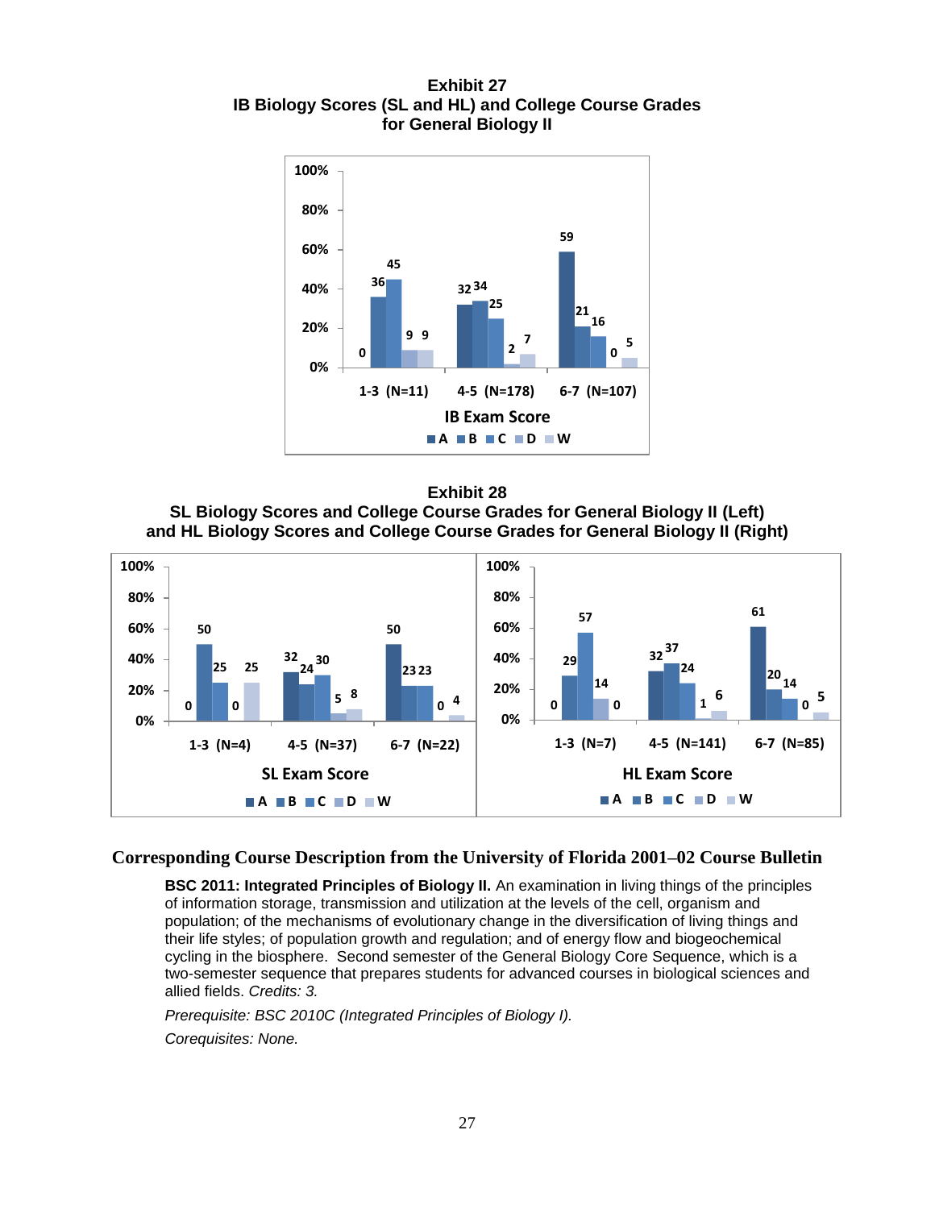**Exhibit 27**
**IB Biology Scores (SL and HL) and College Course Grades for General Biology II**

| IB Exam Score | A | B | C | D | W |
|---|---|---|---|---|---|
| 1-3 (N=11) | 0 | 36 | 45 | 9 | 9 |
| 4-5 (N=178) | 32 | 34 | 25 | 2 | 7 |
| 6-7 (N=107) | 59 | 21 | 16 | 0 | 5 |

**Exhibit 28**
**SL Biology Scores and College Course Grades for General Biology II (Left) and HL Biology Scores and College Course Grades for General Biology II (Right)**

| SL Exam Score | A | B | C | D | W |
|---|---|---|---|---|---|
| 1-3 (N=4) | 0 | 50 | 25 | 0 | 25 |
| 4-5 (N=37) | 32 | 24 | 30 | 5 | 8 |
| 6-7 (N=22) | 50 | 23 | 23 | 0 | 4 |

| HL Exam Score | A | B | C | D | W |
|---|---|---|---|---|---|
| 1-3 (N=7) | 0 | 29 | 57 | 14 | 0 |
| 4-5 (N=141) | 32 | 37 | 24 | 1 | 6 |
| 6-7 (N=85) | 61 | 20 | 14 | 0 | 5 |

## Corresponding Course Description from the University of Florida 2001–02 Course Bulletin

**BSC 2011: Integrated Principles of Biology II.** An examination in living things of the principles of information storage, transmission and utilization at the levels of the cell, organism and population; of the mechanisms of evolutionary change in the diversification of living things and their life styles; of population growth and regulation; and of energy flow and biogeochemical cycling in the biosphere. Second semester of the General Biology Core Sequence, which is a two-semester sequence that prepares students for advanced courses in biological sciences and allied fields. *Credits: 3.*

*Prerequisite: BSC 2010C (Integrated Principles of Biology I).*

*Corequisites: None.*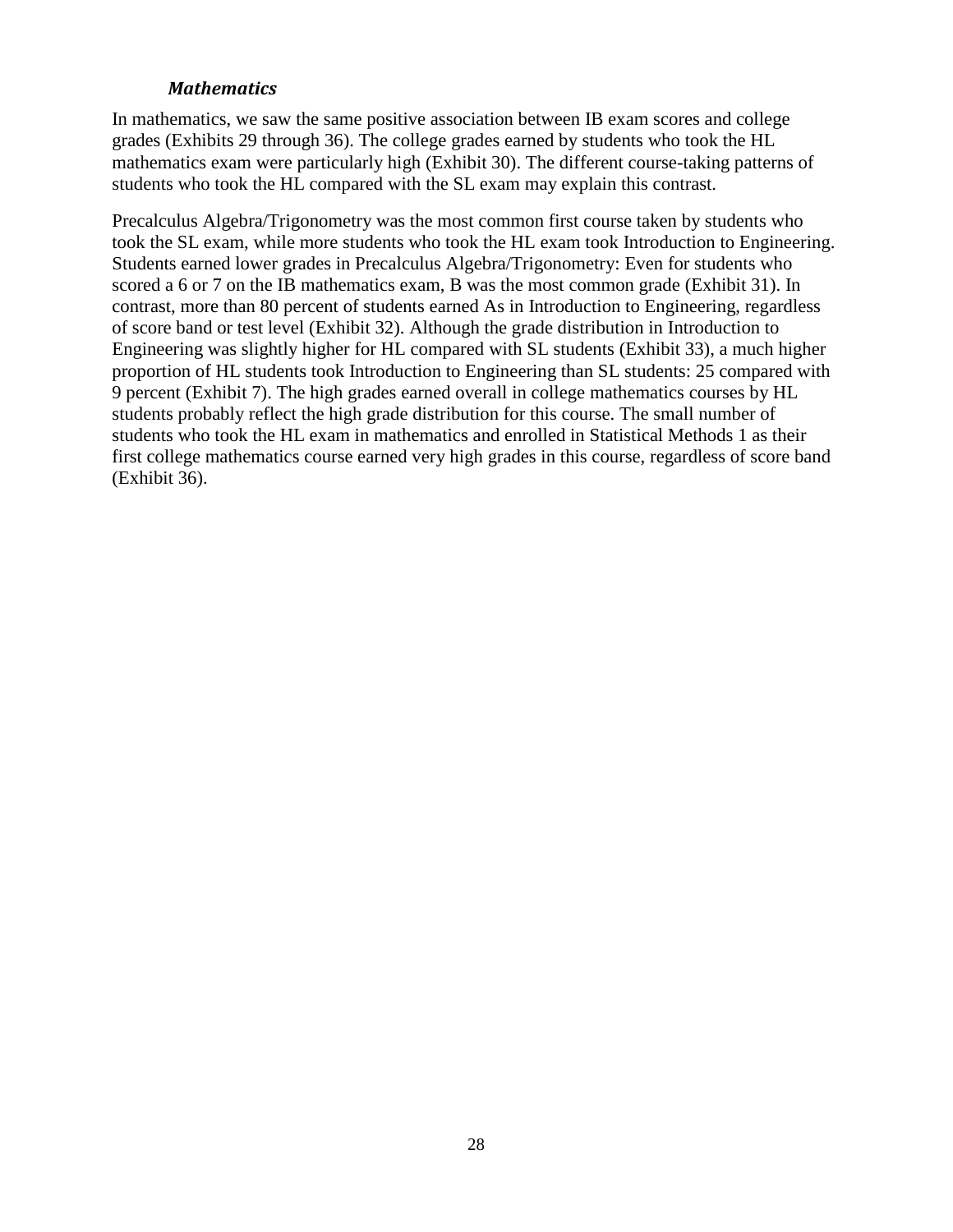### *Mathematics*

In mathematics, we saw the same positive association between IB exam scores and college grades (Exhibits 29 through 36). The college grades earned by students who took the HL mathematics exam were particularly high (Exhibit 30). The different course-taking patterns of students who took the HL compared with the SL exam may explain this contrast.

Precalculus Algebra/Trigonometry was the most common first course taken by students who took the SL exam, while more students who took the HL exam took Introduction to Engineering. Students earned lower grades in Precalculus Algebra/Trigonometry: Even for students who scored a 6 or 7 on the IB mathematics exam, B was the most common grade (Exhibit 31). In contrast, more than 80 percent of students earned As in Introduction to Engineering, regardless of score band or test level (Exhibit 32). Although the grade distribution in Introduction to Engineering was slightly higher for HL compared with SL students (Exhibit 33), a much higher proportion of HL students took Introduction to Engineering than SL students: 25 compared with 9 percent (Exhibit 7). The high grades earned overall in college mathematics courses by HL students probably reflect the high grade distribution for this course. The small number of students who took the HL exam in mathematics and enrolled in Statistical Methods 1 as their first college mathematics course earned very high grades in this course, regardless of score band (Exhibit 36).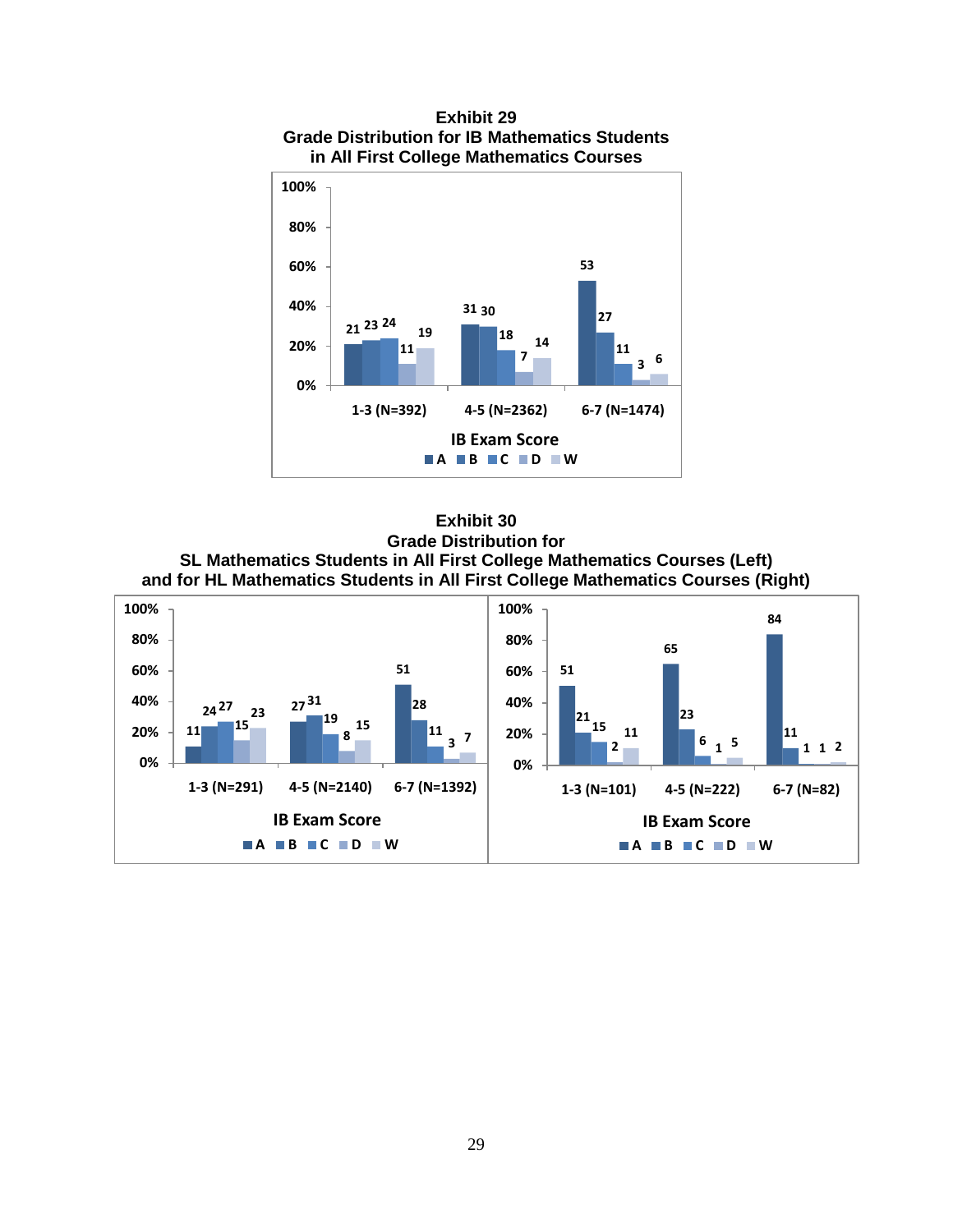**Exhibit 29**
**Grade Distribution for IB Mathematics Students in All First College Mathematics Courses**

| IB Exam Score | A | B | C | D | W |
|---|---|---|---|---|---|
| 1-3 (N=392) | 21 | 23 | 24 | 11 | 19 |
| 4-5 (N=2362) | 31 | 30 | 18 | 7 | 14 |
| 6-7 (N=1474) | 53 | 27 | 11 | 3 | 6 |

**Exhibit 30**
**Grade Distribution for SL Mathematics Students in All First College Mathematics Courses (Left) and for HL Mathematics Students in All First College Mathematics Courses (Right)**

SL Mathematics Students:

| IB Exam Score | A | B | C | D | W |
|---|---|---|---|---|---|
| 1-3 (N=291) | 11 | 24 | 27 | 15 | 23 |
| 4-5 (N=2140) | 27 | 31 | 19 | 8 | 15 |
| 6-7 (N=1392) | 51 | 28 | 11 | 3 | 7 |

HL Mathematics Students:

| IB Exam Score | A | B | C | D | W |
|---|---|---|---|---|---|
| 1-3 (N=101) | 51 | 21 | 15 | 2 | 11 |
| 4-5 (N=222) | 65 | 23 | 6 | 1 | 5 |
| 6-7 (N=82) | 84 | 11 | 1 | 1 | 2 |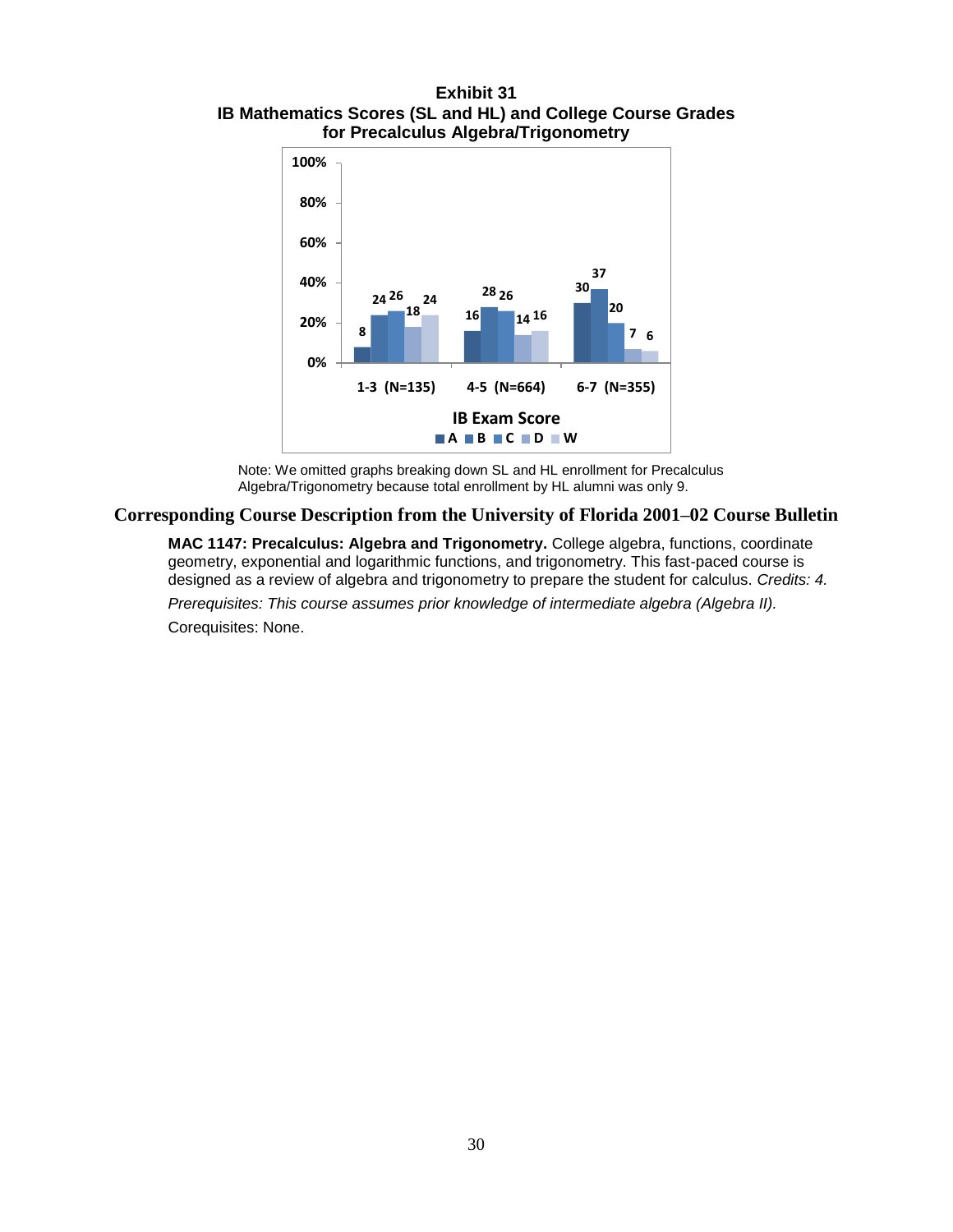**Exhibit 31**
**IB Mathematics Scores (SL and HL) and College Course Grades for Precalculus Algebra/Trigonometry**

| IB Exam Score | A | B | C | D | W |
|---|---|---|---|---|---|
| 1-3 (N=135) | 8 | 24 | 26 | 18 | 24 |
| 4-5 (N=664) | 16 | 28 | 26 | 14 | 16 |
| 6-7 (N=355) | 30 | 37 | 20 | 7 | 6 |

Note: We omitted graphs breaking down SL and HL enrollment for Precalculus Algebra/Trigonometry because total enrollment by HL alumni was only 9.

## Corresponding Course Description from the University of Florida 2001–02 Course Bulletin

**MAC 1147: Precalculus: Algebra and Trigonometry.** College algebra, functions, coordinate geometry, exponential and logarithmic functions, and trigonometry. This fast-paced course is designed as a review of algebra and trigonometry to prepare the student for calculus. *Credits: 4.*

*Prerequisites: This course assumes prior knowledge of intermediate algebra (Algebra II).*

Corequisites: None.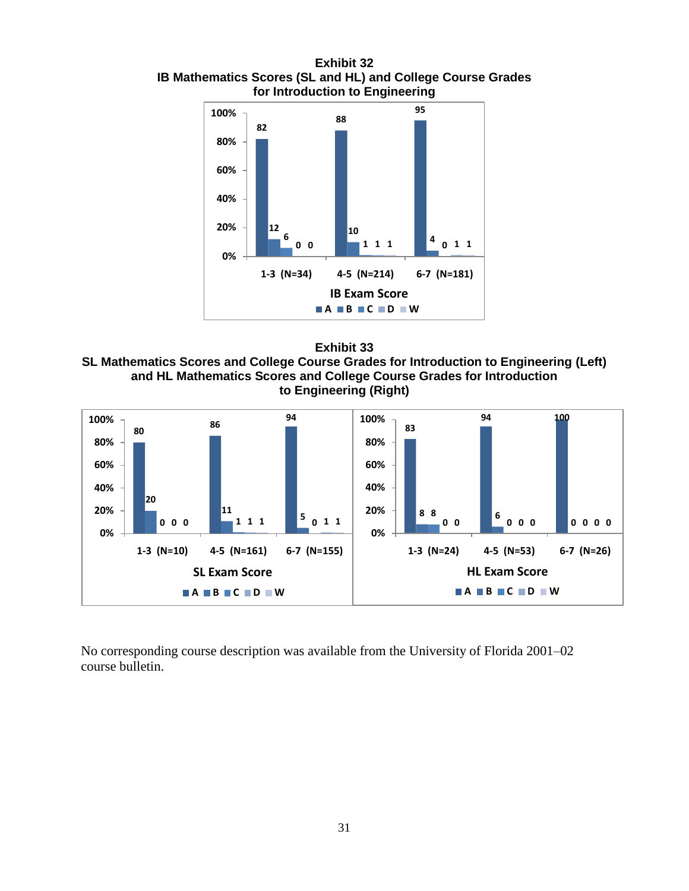**Exhibit 32**
**IB Mathematics Scores (SL and HL) and College Course Grades for Introduction to Engineering**

| IB Exam Score | A | B | C | D | W |
|---|---|---|---|---|---|
| 1-3 (N=34) | 82 | 12 | 6 | 0 | 0 |
| 4-5 (N=214) | 88 | 10 | 1 | 1 | 1 |
| 6-7 (N=181) | 95 | 4 | 0 | 1 | 1 |

**Exhibit 33**
**SL Mathematics Scores and College Course Grades for Introduction to Engineering (Left) and HL Mathematics Scores and College Course Grades for Introduction to Engineering (Right)**

| SL Exam Score | A | B | C | D | W |
|---|---|---|---|---|---|
| 1-3 (N=10) | 80 | 20 | 0 | 0 | 0 |
| 4-5 (N=161) | 86 | 11 | 1 | 1 | 1 |
| 6-7 (N=155) | 94 | 5 | 0 | 1 | 1 |

| HL Exam Score | A | B | C | D | W |
|---|---|---|---|---|---|
| 1-3 (N=24) | 83 | 8 | 8 | 0 | 0 |
| 4-5 (N=53) | 94 | 6 | 0 | 0 | 0 |
| 6-7 (N=26) | 100 | 0 | 0 | 0 | 0 |

No corresponding course description was available from the University of Florida 2001–02 course bulletin.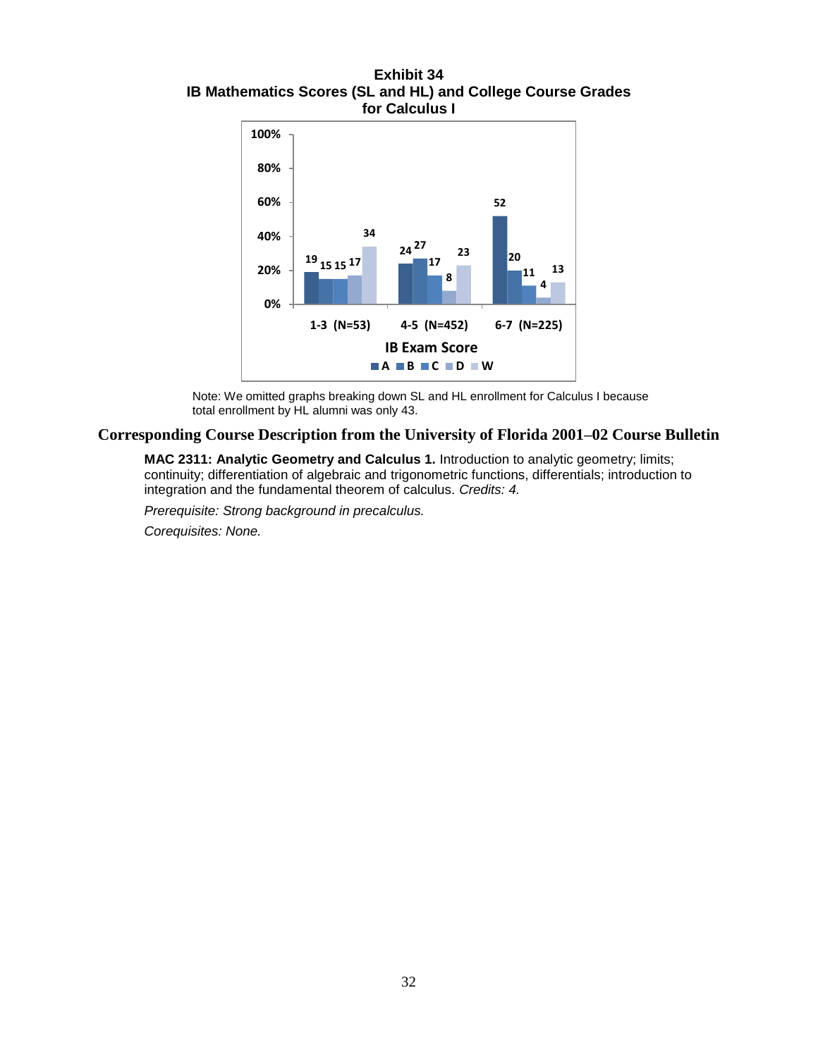**Exhibit 34**
**IB Mathematics Scores (SL and HL) and College Course Grades for Calculus I**

| IB Exam Score | A | B | C | D | W |
|---|---|---|---|---|---|
| 1-3 (N=53) | 19 | 15 | 15 | 17 | 34 |
| 4-5 (N=452) | 24 | 27 | 17 | 8 | 23 |
| 6-7 (N=225) | 52 | 20 | 11 | 4 | 13 |

Note: We omitted graphs breaking down SL and HL enrollment for Calculus I because total enrollment by HL alumni was only 43.

## Corresponding Course Description from the University of Florida 2001–02 Course Bulletin

**MAC 2311: Analytic Geometry and Calculus 1.** Introduction to analytic geometry; limits; continuity; differentiation of algebraic and trigonometric functions, differentials; introduction to integration and the fundamental theorem of calculus. *Credits: 4.*

*Prerequisite: Strong background in precalculus.*

*Corequisites: None.*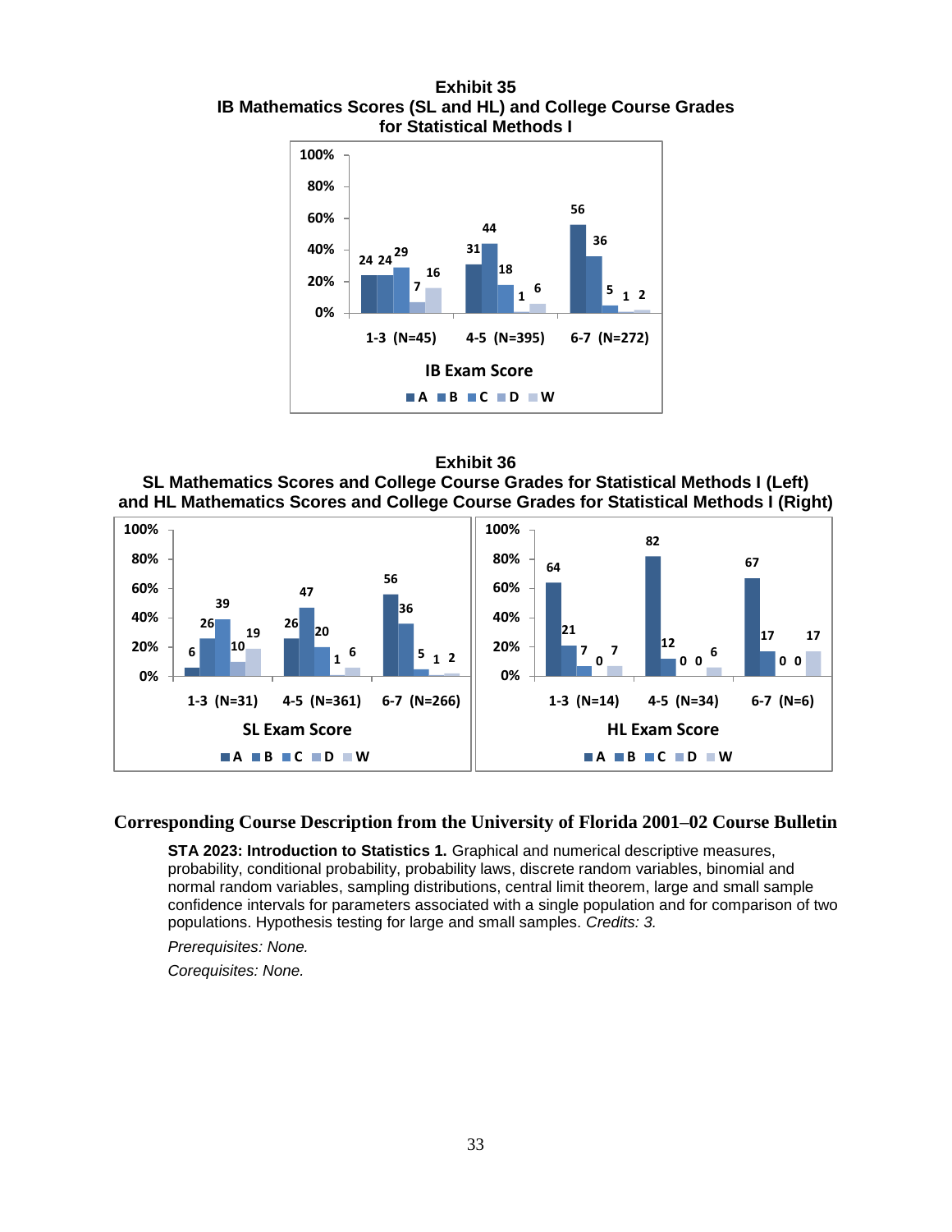**Exhibit 35**
**IB Mathematics Scores (SL and HL) and College Course Grades for Statistical Methods I**

| IB Exam Score | A | B | C | D | W |
|---|---|---|---|---|---|
| 1-3 (N=45) | 24 | 24 | 29 | 7 | 16 |
| 4-5 (N=395) | 31 | 44 | 18 | 1 | 6 |
| 6-7 (N=272) | 56 | 36 | 5 | 1 | 2 |

**Exhibit 36**
**SL Mathematics Scores and College Course Grades for Statistical Methods I (Left) and HL Mathematics Scores and College Course Grades for Statistical Methods I (Right)**

| SL Exam Score | A | B | C | D | W |
|---|---|---|---|---|---|
| 1-3 (N=31) | 6 | 26 | 39 | 10 | 19 |
| 4-5 (N=361) | 26 | 47 | 20 | 1 | 6 |
| 6-7 (N=266) | 56 | 36 | 5 | 1 | 2 |

| HL Exam Score | A | B | C | D | W |
|---|---|---|---|---|---|
| 1-3 (N=14) | 64 | 21 | 7 | 0 | 7 |
| 4-5 (N=34) | 82 | 12 | 0 | 0 | 6 |
| 6-7 (N=6) | 67 | 17 | 0 | 0 | 17 |

## Corresponding Course Description from the University of Florida 2001–02 Course Bulletin

**STA 2023: Introduction to Statistics 1.** Graphical and numerical descriptive measures, probability, conditional probability, probability laws, discrete random variables, binomial and normal random variables, sampling distributions, central limit theorem, large and small sample confidence intervals for parameters associated with a single population and for comparison of two populations. Hypothesis testing for large and small samples. *Credits: 3.*

*Prerequisites: None.*

*Corequisites: None.*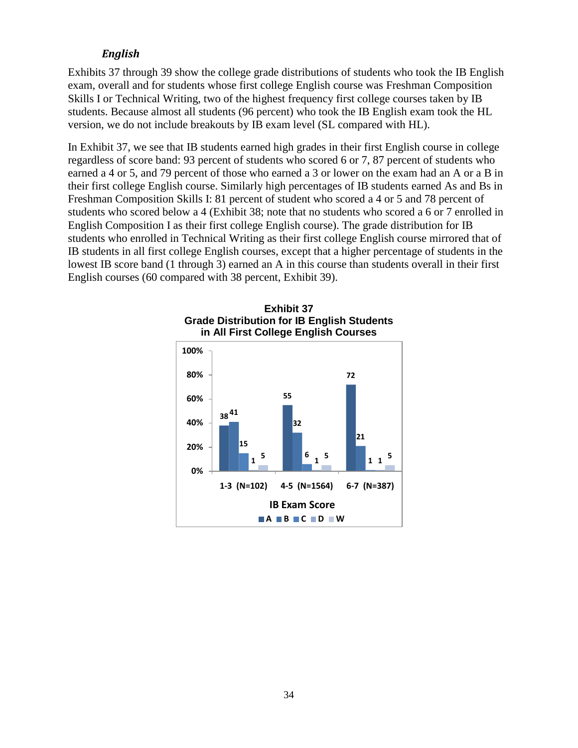### *English*

Exhibits 37 through 39 show the college grade distributions of students who took the IB English exam, overall and for students whose first college English course was Freshman Composition Skills I or Technical Writing, two of the highest frequency first college courses taken by IB students. Because almost all students (96 percent) who took the IB English exam took the HL version, we do not include breakouts by IB exam level (SL compared with HL).

In Exhibit 37, we see that IB students earned high grades in their first English course in college regardless of score band: 93 percent of students who scored 6 or 7, 87 percent of students who earned a 4 or 5, and 79 percent of those who earned a 3 or lower on the exam had an A or a B in their first college English course. Similarly high percentages of IB students earned As and Bs in Freshman Composition Skills I: 81 percent of student who scored a 4 or 5 and 78 percent of students who scored below a 4 (Exhibit 38; note that no students who scored a 6 or 7 enrolled in English Composition I as their first college English course). The grade distribution for IB students who enrolled in Technical Writing as their first college English course mirrored that of IB students in all first college English courses, except that a higher percentage of students in the lowest IB score band (1 through 3) earned an A in this course than students overall in their first English courses (60 compared with 38 percent, Exhibit 39).

**Exhibit 37**
**Grade Distribution for IB English Students in All First College English Courses**

| IB Exam Score | A | B | C | D | W |
|---|---|---|---|---|---|
| 1-3 (N=102) | 38 | 41 | 15 | 1 | 5 |
| 4-5 (N=1564) | 55 | 32 | 6 | 1 | 5 |
| 6-7 (N=387) | 72 | 21 | 1 | 1 | 5 |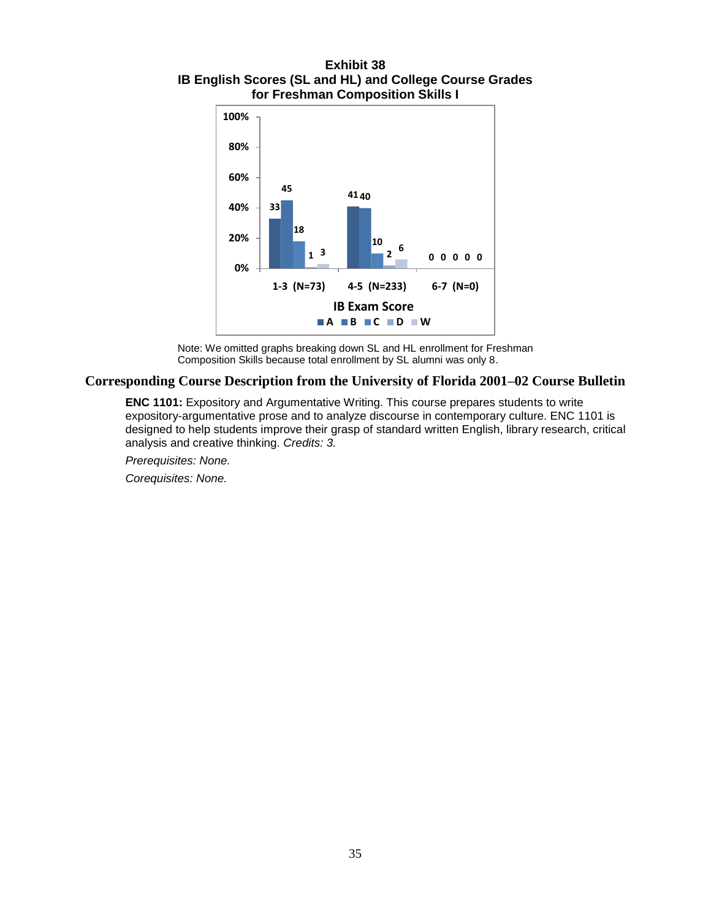**Exhibit 38**
**IB English Scores (SL and HL) and College Course Grades for Freshman Composition Skills I**

| IB Exam Score | A | B | C | D | W |
|---|---|---|---|---|---|
| 1-3 (N=73) | 33 | 45 | 18 | 1 | 3 |
| 4-5 (N=233) | 41 | 40 | 10 | 2 | 6 |
| 6-7 (N=0) | 0 | 0 | 0 | 0 | 0 |

Note: We omitted graphs breaking down SL and HL enrollment for Freshman Composition Skills because total enrollment by SL alumni was only 8.

## Corresponding Course Description from the University of Florida 2001–02 Course Bulletin

**ENC 1101:** Expository and Argumentative Writing. This course prepares students to write expository-argumentative prose and to analyze discourse in contemporary culture. ENC 1101 is designed to help students improve their grasp of standard written English, library research, critical analysis and creative thinking. *Credits: 3.*

*Prerequisites: None.*

*Corequisites: None.*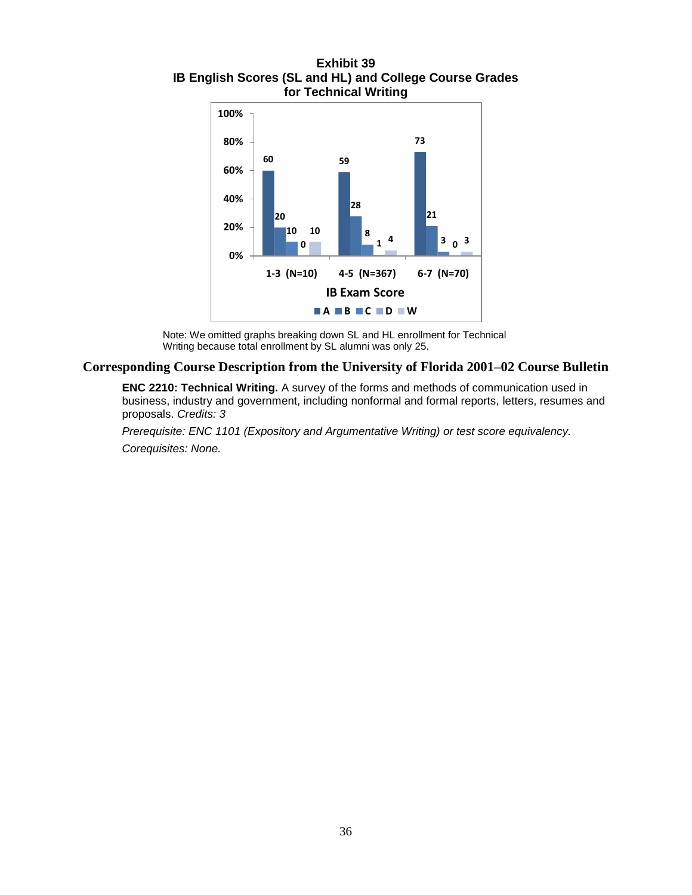**Exhibit 39**
**IB English Scores (SL and HL) and College Course Grades for Technical Writing**

| IB Exam Score | A | B | C | D | W |
|---|---|---|---|---|---|
| 1-3 (N=10) | 60 | 20 | 10 | 0 | 10 |
| 4-5 (N=367) | 59 | 28 | 8 | 1 | 4 |
| 6-7 (N=70) | 73 | 21 | 3 | 0 | 3 |

Note: We omitted graphs breaking down SL and HL enrollment for Technical Writing because total enrollment by SL alumni was only 25.

## Corresponding Course Description from the University of Florida 2001–02 Course Bulletin

**ENC 2210: Technical Writing.** A survey of the forms and methods of communication used in business, industry and government, including nonformal and formal reports, letters, resumes and proposals. *Credits: 3*

*Prerequisite: ENC 1101 (Expository and Argumentative Writing) or test score equivalency.*

*Corequisites: None.*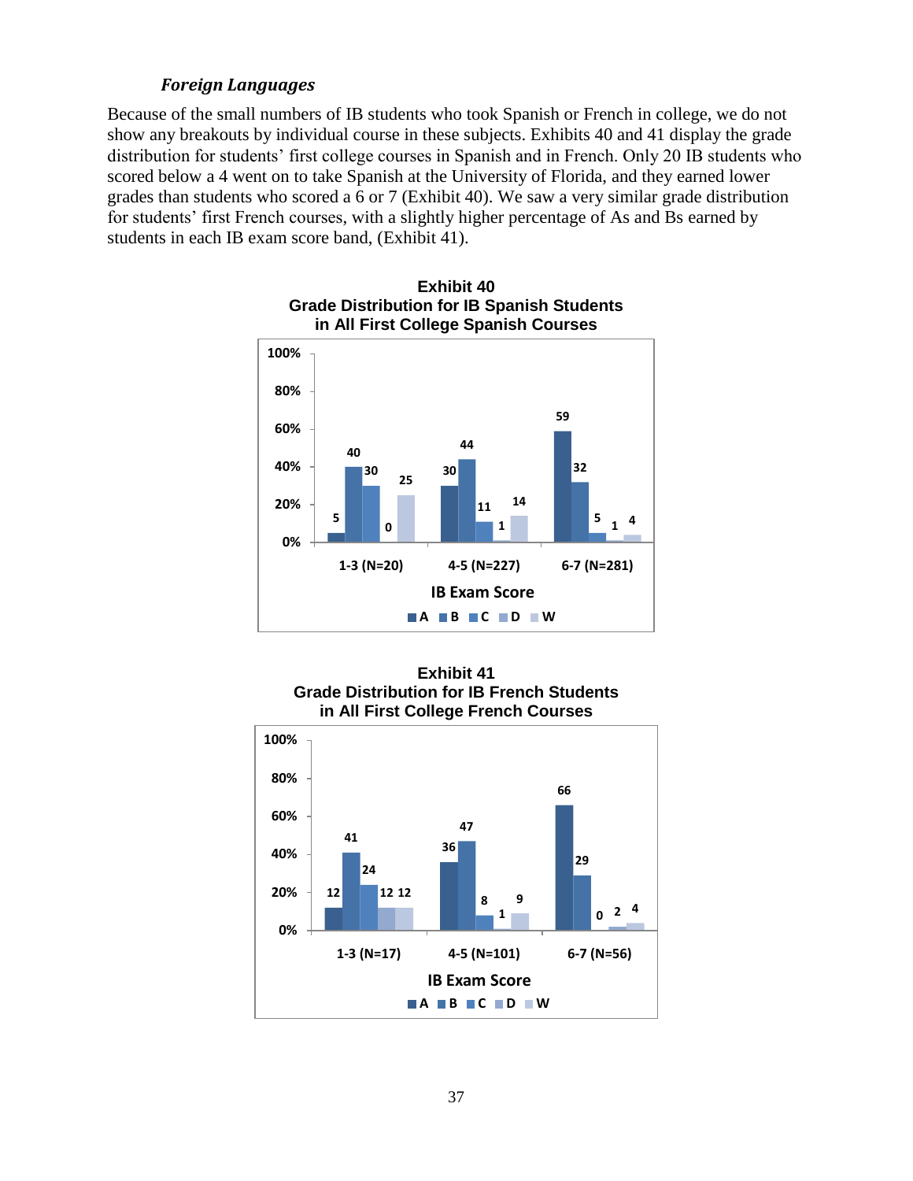### *Foreign Languages*

Because of the small numbers of IB students who took Spanish or French in college, we do not show any breakouts by individual course in these subjects. Exhibits 40 and 41 display the grade distribution for students' first college courses in Spanish and in French. Only 20 IB students who scored below a 4 went on to take Spanish at the University of Florida, and they earned lower grades than students who scored a 6 or 7 (Exhibit 40). We saw a very similar grade distribution for students' first French courses, with a slightly higher percentage of As and Bs earned by students in each IB exam score band, (Exhibit 41).

**Exhibit 40**
**Grade Distribution for IB Spanish Students in All First College Spanish Courses**

100%
80%
60%
40%
20%
0%

1-3 (N=20): 5, 40, 30, 0, 25
4-5 (N=227): 30, 44, 11, 1, 14
6-7 (N=281): 59, 32, 5, 1, 4

IB Exam Score

A B C D W

**Exhibit 41**
**Grade Distribution for IB French Students in All First College French Courses**

100%
80%
60%
40%
20%
0%

1-3 (N=17): 12, 41, 24, 12, 12
4-5 (N=101): 36, 47, 8, 1, 9
6-7 (N=56): 66, 29, 0, 2, 4

IB Exam Score

A B C D W